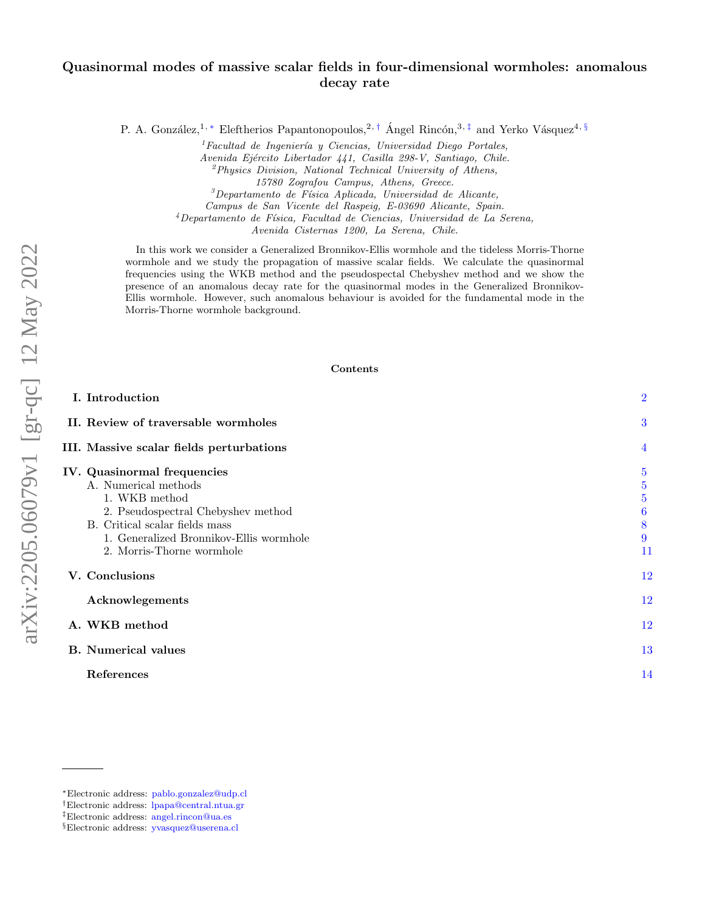# Quasinormal modes of massive scalar fields in four-dimensional wormholes: anomalous decay rate

P. A. González,[1,*] Eleftherios Papantonopoulos,[2,†] Ángel Rincón,[3,‡] and Yerko Vásquez[4,§]

[1]*Facultad de Ingeniería y Ciencias, Universidad Diego Portales, Avenida Ejército Libertador 441, Casilla 298-V, Santiago, Chile.*
[2]*Physics Division, National Technical University of Athens, 15780 Zografou Campus, Athens, Greece.*
[3]*Departamento de Física Aplicada, Universidad de Alicante, Campus de San Vicente del Raspeig, E-03690 Alicante, Spain.*
[4]*Departamento de Física, Facultad de Ciencias, Universidad de La Serena, Avenida Cisternas 1200, La Serena, Chile.*

In this work we consider a Generalized Bronnikov-Ellis wormhole and the tideless Morris-Thorne wormhole and we study the propagation of massive scalar fields. We calculate the quasinormal frequencies using the WKB method and the pseudospectral Chebyshev method and we show the presence of an anomalous decay rate for the quasinormal modes in the Generalized Bronnikov-Ellis wormhole. However, such anomalous behaviour is avoided for the fundamental mode in the Morris-Thorne wormhole background.

## Contents

- **I. Introduction** — 2
- **II. Review of traversable wormholes** — 3
- **III. Massive scalar fields perturbations** — 4
- **IV. Quasinormal frequencies** — 5
  - A. Numerical methods — 5
    - 1. WKB method — 5
    - 2. Pseudospectral Chebyshev method — 6
  - B. Critical scalar fields mass — 8
    - 1. Generalized Bronnikov-Ellis wormhole — 9
    - 2. Morris-Thorne wormhole — 11
- **V. Conclusions** — 12
- **Acknowlegements** — 12
- **A. WKB method** — 12
- **B. Numerical values** — 13
- **References** — 14

---

*Electronic address: pablo.gonzalez@udp.cl
†Electronic address: lpapa@central.ntua.gr
‡Electronic address: angel.rincon@ua.es
§Electronic address: yvasquez@userena.cl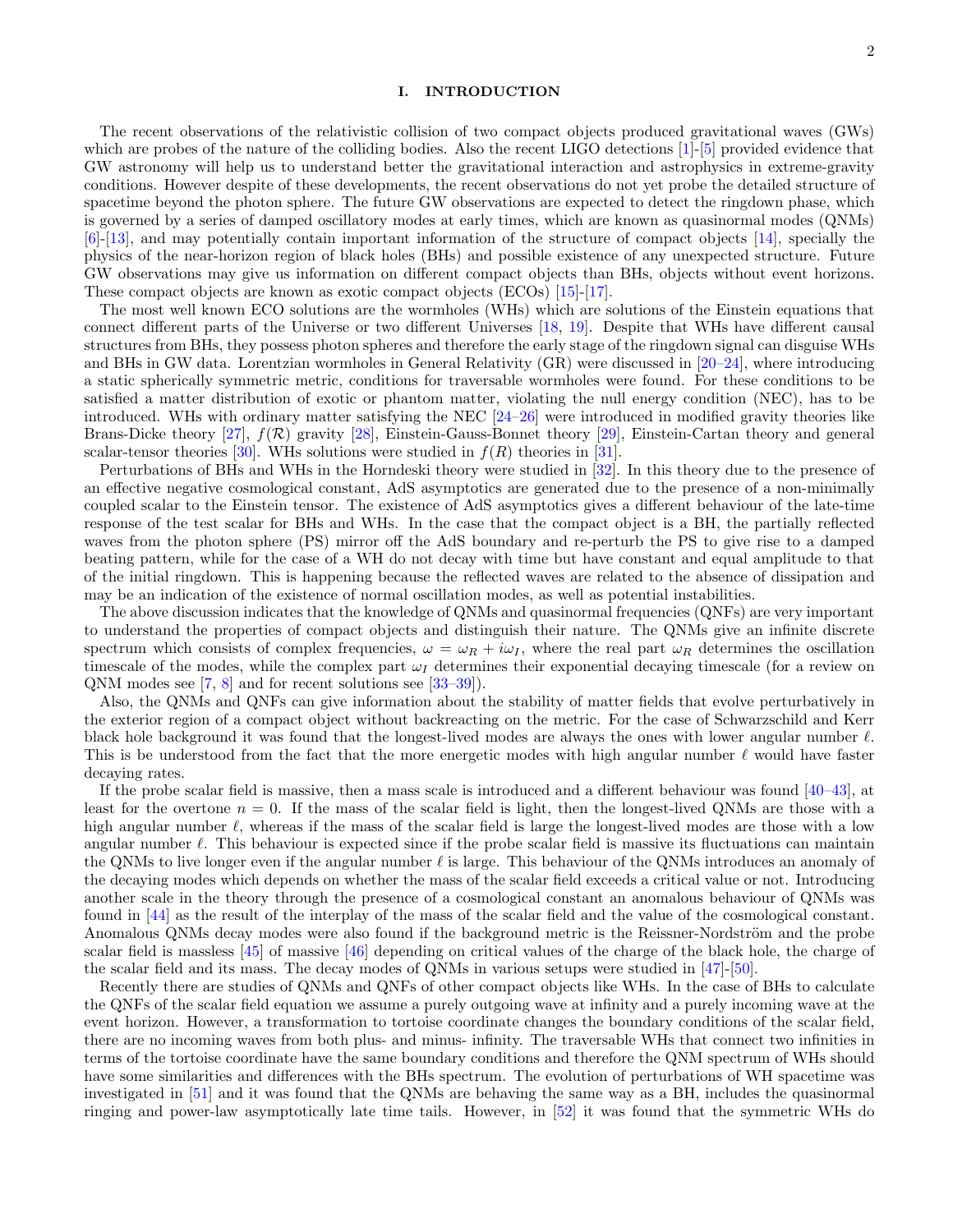## I. INTRODUCTION

The recent observations of the relativistic collision of two compact objects produced gravitational waves (GWs) which are probes of the nature of the colliding bodies. Also the recent LIGO detections [1]-[5] provided evidence that GW astronomy will help us to understand better the gravitational interaction and astrophysics in extreme-gravity conditions. However despite of these developments, the recent observations do not yet probe the detailed structure of spacetime beyond the photon sphere. The future GW observations are expected to detect the ringdown phase, which is governed by a series of damped oscillatory modes at early times, which are known as quasinormal modes (QNMs) [6]-[13], and may potentially contain important information of the structure of compact objects [14], specially the physics of the near-horizon region of black holes (BHs) and possible existence of any unexpected structure. Future GW observations may give us information on different compact objects than BHs, objects without event horizons. These compact objects are known as exotic compact objects (ECOs) [15]-[17].

The most well known ECO solutions are the wormholes (WHs) which are solutions of the Einstein equations that connect different parts of the Universe or two different Universes [18, 19]. Despite that WHs have different causal structures from BHs, they possess photon spheres and therefore the early stage of the ringdown signal can disguise WHs and BHs in GW data. Lorentzian wormholes in General Relativity (GR) were discussed in [20–24], where introducing a static spherically symmetric metric, conditions for traversable wormholes were found. For these conditions to be satisfied a matter distribution of exotic or phantom matter, violating the null energy condition (NEC), has to be introduced. WHs with ordinary matter satisfying the NEC [24–26] were introduced in modified gravity theories like Brans-Dicke theory [27], $f(\mathcal{R})$ gravity [28], Einstein-Gauss-Bonnet theory [29], Einstein-Cartan theory and general scalar-tensor theories [30]. WHs solutions were studied in $f(R)$ theories in [31].

Perturbations of BHs and WHs in the Horndeski theory were studied in [32]. In this theory due to the presence of an effective negative cosmological constant, AdS asymptotics are generated due to the presence of a non-minimally coupled scalar to the Einstein tensor. The existence of AdS asymptotics gives a different behaviour of the late-time response of the test scalar for BHs and WHs. In the case that the compact object is a BH, the partially reflected waves from the photon sphere (PS) mirror off the AdS boundary and re-perturb the PS to give rise to a damped beating pattern, while for the case of a WH do not decay with time but have constant and equal amplitude to that of the initial ringdown. This is happening because the reflected waves are related to the absence of dissipation and may be an indication of the existence of normal oscillation modes, as well as potential instabilities.

The above discussion indicates that the knowledge of QNMs and quasinormal frequencies (QNFs) are very important to understand the properties of compact objects and distinguish their nature. The QNMs give an infinite discrete spectrum which consists of complex frequencies, $\omega = \omega_R + i\omega_I$, where the real part $\omega_R$ determines the oscillation timescale of the modes, while the complex part $\omega_I$ determines their exponential decaying timescale (for a review on QNM modes see [7, 8] and for recent solutions see [33–39]).

Also, the QNMs and QNFs can give information about the stability of matter fields that evolve perturbatively in the exterior region of a compact object without backreacting on the metric. For the case of Schwarzschild and Kerr black hole background it was found that the longest-lived modes are always the ones with lower angular number $\ell$. This is be understood from the fact that the more energetic modes with high angular number $\ell$ would have faster decaying rates.

If the probe scalar field is massive, then a mass scale is introduced and a different behaviour was found [40–43], at least for the overtone $n = 0$. If the mass of the scalar field is light, then the longest-lived QNMs are those with a high angular number $\ell$, whereas if the mass of the scalar field is large the longest-lived modes are those with a low angular number $\ell$. This behaviour is expected since if the probe scalar field is massive its fluctuations can maintain the QNMs to live longer even if the angular number $\ell$ is large. This behaviour of the QNMs introduces an anomaly of the decaying modes which depends on whether the mass of the scalar field exceeds a critical value or not. Introducing another scale in the theory through the presence of a cosmological constant an anomalous behaviour of QNMs was found in [44] as the result of the interplay of the mass of the scalar field and the value of the cosmological constant. Anomalous QNMs decay modes were also found if the background metric is the Reissner-Nordström and the probe scalar field is massless [45] of massive [46] depending on critical values of the charge of the black hole, the charge of the scalar field and its mass. The decay modes of QNMs in various setups were studied in [47]-[50].

Recently there are studies of QNMs and QNFs of other compact objects like WHs. In the case of BHs to calculate the QNFs of the scalar field equation we assume a purely outgoing wave at infinity and a purely incoming wave at the event horizon. However, a transformation to tortoise coordinate changes the boundary conditions of the scalar field, there are no incoming waves from both plus- and minus- infinity. The traversable WHs that connect two infinities in terms of the tortoise coordinate have the same boundary conditions and therefore the QNM spectrum of WHs should have some similarities and differences with the BHs spectrum. The evolution of perturbations of WH spacetime was investigated in [51] and it was found that the QNMs are behaving the same way as a BH, includes the quasinormal ringing and power-law asymptotically late time tails. However, in [52] it was found that the symmetric WHs do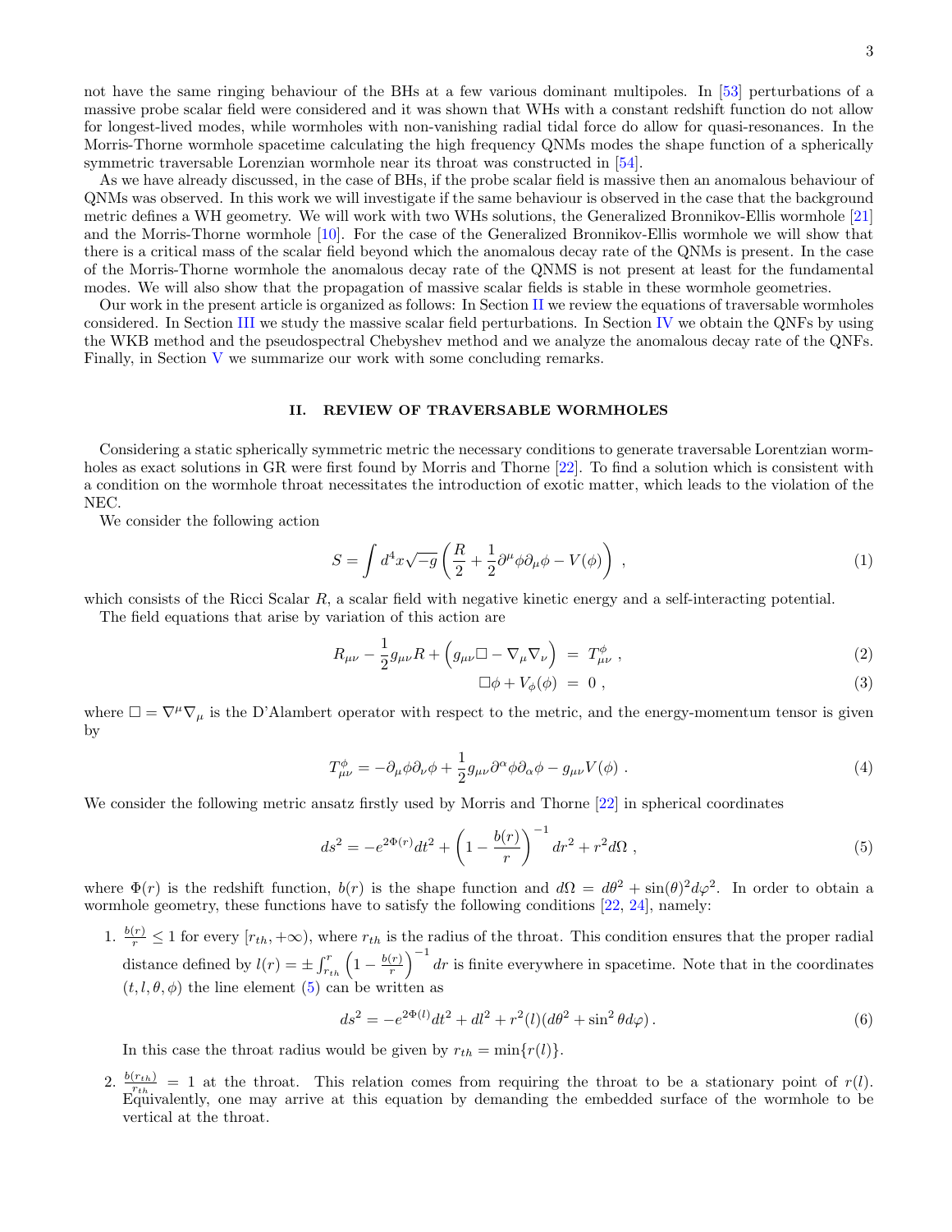not have the same ringing behaviour of the BHs at a few various dominant multipoles. In [53] perturbations of a massive probe scalar field were considered and it was shown that WHs with a constant redshift function do not allow for longest-lived modes, while wormholes with non-vanishing radial tidal force do allow for quasi-resonances. In the Morris-Thorne wormhole spacetime calculating the high frequency QNMs modes the shape function of a spherically symmetric traversable Lorenzian wormhole near its throat was constructed in [54].

As we have already discussed, in the case of BHs, if the probe scalar field is massive then an anomalous behaviour of QNMs was observed. In this work we will investigate if the same behaviour is observed in the case that the background metric defines a WH geometry. We will work with two WHs solutions, the Generalized Bronnikov-Ellis wormhole [21] and the Morris-Thorne wormhole [10]. For the case of the Generalized Bronnikov-Ellis wormhole we will show that there is a critical mass of the scalar field beyond which the anomalous decay rate of the QNMs is present. In the case of the Morris-Thorne wormhole the anomalous decay rate of the QNMS is not present at least for the fundamental modes. We will also show that the propagation of massive scalar fields is stable in these wormhole geometries.

Our work in the present article is organized as follows: In Section II we review the equations of traversable wormholes considered. In Section III we study the massive scalar field perturbations. In Section IV we obtain the QNFs by using the WKB method and the pseudospectral Chebyshev method and we analyze the anomalous decay rate of the QNFs. Finally, in Section V we summarize our work with some concluding remarks.

## II. REVIEW OF TRAVERSABLE WORMHOLES

Considering a static spherically symmetric metric the necessary conditions to generate traversable Lorentzian wormholes as exact solutions in GR were first found by Morris and Thorne [22]. To find a solution which is consistent with a condition on the wormhole throat necessitates the introduction of exotic matter, which leads to the violation of the NEC.

We consider the following action

$$S = \int d^4x\sqrt{-g}\left(\frac{R}{2} + \frac{1}{2}\partial^{\mu}\phi\partial_{\mu}\phi - V(\phi)\right) \,, \tag{1}$$

which consists of the Ricci Scalar $R$, a scalar field with negative kinetic energy and a self-interacting potential.

The field equations that arise by variation of this action are

$$R_{\mu\nu} - \frac{1}{2}g_{\mu\nu}R + \left(g_{\mu\nu}\Box - \nabla_{\mu}\nabla_{\nu}\right) \;=\; T^{\phi}_{\mu\nu} \,, \tag{2}$$

$$\Box\phi + V_{\phi}(\phi) \;=\; 0 \,, \tag{3}$$

where $\Box = \nabla^{\mu}\nabla_{\mu}$ is the D'Alambert operator with respect to the metric, and the energy-momentum tensor is given by

$$T^{\phi}_{\mu\nu} = -\partial_{\mu}\phi\partial_{\nu}\phi + \frac{1}{2}g_{\mu\nu}\partial^{\alpha}\phi\partial_{\alpha}\phi - g_{\mu\nu}V(\phi) \,. \tag{4}$$

We consider the following metric ansatz firstly used by Morris and Thorne [22] in spherical coordinates

$$ds^2 = -e^{2\Phi(r)}dt^2 + \left(1 - \frac{b(r)}{r}\right)^{-1}dr^2 + r^2 d\Omega \,, \tag{5}$$

where $\Phi(r)$ is the redshift function, $b(r)$ is the shape function and $d\Omega = d\theta^2 + \sin(\theta)^2 d\varphi^2$. In order to obtain a wormhole geometry, these functions have to satisfy the following conditions [22, 24], namely:

1. $\frac{b(r)}{r} \leq 1$ for every $[r_{th}, +\infty)$, where $r_{th}$ is the radius of the throat. This condition ensures that the proper radial distance defined by $l(r) = \pm\int_{r_{th}}^{r}\left(1 - \frac{b(r)}{r}\right)^{-1}dr$ is finite everywhere in spacetime. Note that in the coordinates $(t, l, \theta, \phi)$ the line element (5) can be written as

$$ds^2 = -e^{2\Phi(l)}dt^2 + dl^2 + r^2(l)(d\theta^2 + \sin^2\theta d\varphi) \,. \tag{6}$$

   In this case the throat radius would be given by $r_{th} = \min\{r(l)\}$.

2. $\frac{b(r_{th})}{r_{th}} = 1$ at the throat. This relation comes from requiring the throat to be a stationary point of $r(l)$. Equivalently, one may arrive at this equation by demanding the embedded surface of the wormhole to be vertical at the throat.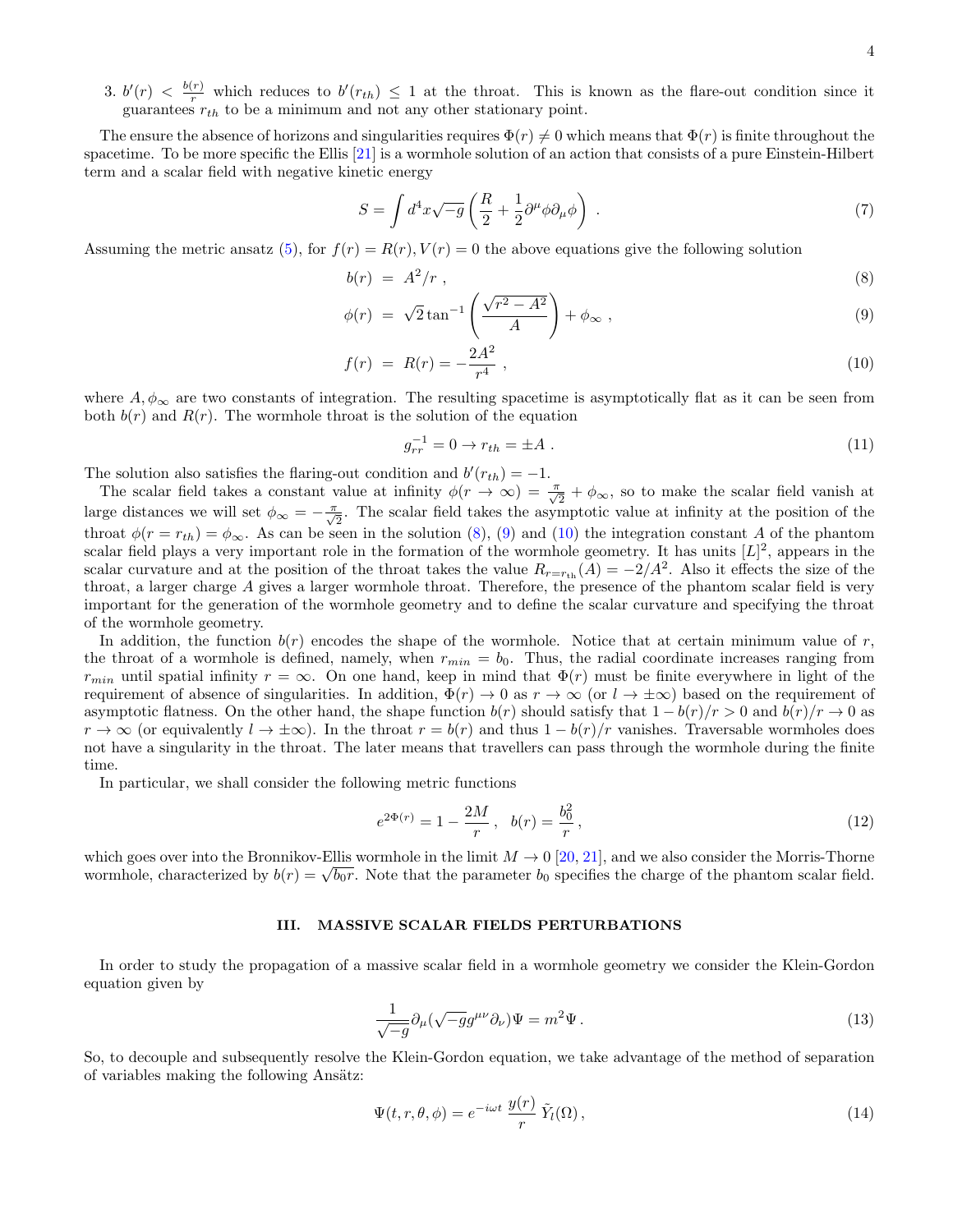3. $b'(r) < \frac{b(r)}{r}$ which reduces to $b'(r_{th}) \leq 1$ at the throat. This is known as the flare-out condition since it guarantees $r_{th}$ to be a minimum and not any other stationary point.

The ensure the absence of horizons and singularities requires $\Phi(r) \neq 0$ which means that $\Phi(r)$ is finite throughout the spacetime. To be more specific the Ellis [21] is a wormhole solution of an action that consists of a pure Einstein-Hilbert term and a scalar field with negative kinetic energy

$$S = \int d^4x \sqrt{-g} \left( \frac{R}{2} + \frac{1}{2} \partial^\mu \phi \partial_\mu \phi \right) . \tag{7}$$

Assuming the metric ansatz (5), for $f(r) = R(r), V(r) = 0$ the above equations give the following solution

$$b(r) = A^2/r , \tag{8}$$

$$\phi(r) = \sqrt{2} \tan^{-1}\left( \frac{\sqrt{r^2 - A^2}}{A} \right) + \phi_\infty , \tag{9}$$

$$f(r) = R(r) = -\frac{2A^2}{r^4} , \tag{10}$$

where $A, \phi_\infty$ are two constants of integration. The resulting spacetime is asymptotically flat as it can be seen from both $b(r)$ and $R(r)$. The wormhole throat is the solution of the equation

$$g_{rr}^{-1} = 0 \rightarrow r_{th} = \pm A . \tag{11}$$

The solution also satisfies the flaring-out condition and $b'(r_{th}) = -1$.

The scalar field takes a constant value at infinity $\phi(r \to \infty) = \frac{\pi}{\sqrt{2}} + \phi_\infty$, so to make the scalar field vanish at large distances we will set $\phi_\infty = -\frac{\pi}{\sqrt{2}}$. The scalar field takes the asymptotic value at infinity at the position of the throat $\phi(r = r_{th}) = \phi_\infty$. As can be seen in the solution (8), (9) and (10) the integration constant $A$ of the phantom scalar field plays a very important role in the formation of the wormhole geometry. It has units $[L]^2$, appears in the scalar curvature and at the position of the throat takes the value $R_{r=r_{\rm th}}(A) = -2/A^2$. Also it effects the size of the throat, a larger charge $A$ gives a larger wormhole throat. Therefore, the presence of the phantom scalar field is very important for the generation of the wormhole geometry and to define the scalar curvature and specifying the throat of the wormhole geometry.

In addition, the function $b(r)$ encodes the shape of the wormhole. Notice that at certain minimum value of $r$, the throat of a wormhole is defined, namely, when $r_{min} = b_0$. Thus, the radial coordinate increases ranging from $r_{min}$ until spatial infinity $r = \infty$. On one hand, keep in mind that $\Phi(r)$ must be finite everywhere in light of the requirement of absence of singularities. In addition, $\Phi(r) \to 0$ as $r \to \infty$ (or $l \to \pm\infty$) based on the requirement of asymptotic flatness. On the other hand, the shape function $b(r)$ should satisfy that $1 - b(r)/r > 0$ and $b(r)/r \to 0$ as $r \to \infty$ (or equivalently $l \to \pm\infty$). In the throat $r = b(r)$ and thus $1 - b(r)/r$ vanishes. Traversable wormholes does not have a singularity in the throat. The later means that travellers can pass through the wormhole during the finite time.

In particular, we shall consider the following metric functions

$$e^{2\Phi(r)} = 1 - \frac{2M}{r} , \quad b(r) = \frac{b_0^2}{r} , \tag{12}$$

which goes over into the Bronnikov-Ellis wormhole in the limit $M \to 0$ [20, 21], and we also consider the Morris-Thorne wormhole, characterized by $b(r) = \sqrt{b_0 r}$. Note that the parameter $b_0$ specifies the charge of the phantom scalar field.

## III. MASSIVE SCALAR FIELDS PERTURBATIONS

In order to study the propagation of a massive scalar field in a wormhole geometry we consider the Klein-Gordon equation given by

$$\frac{1}{\sqrt{-g}} \partial_\mu (\sqrt{-g} g^{\mu\nu} \partial_\nu) \Psi = m^2 \Psi . \tag{13}$$

So, to decouple and subsequently resolve the Klein-Gordon equation, we take advantage of the method of separation of variables making the following Ansätz:

$$\Psi(t, r, \theta, \phi) = e^{-i\omega t} \, \frac{y(r)}{r} \, \tilde{Y}_l(\Omega) , \tag{14}$$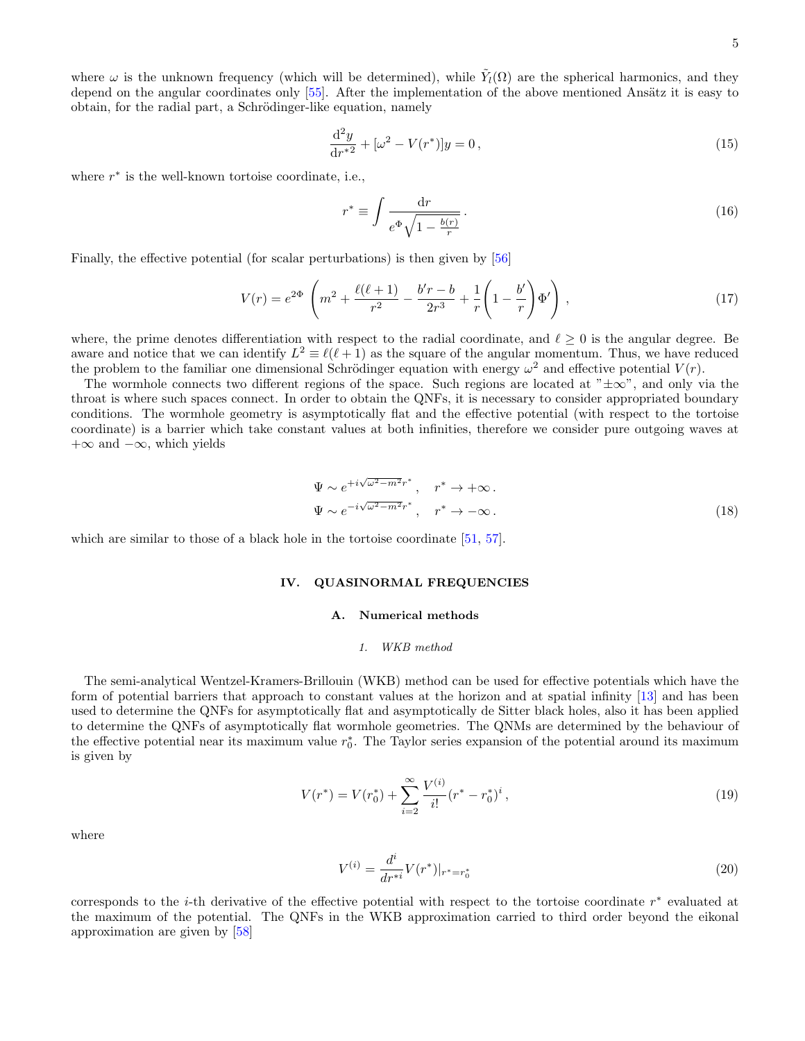where $\omega$ is the unknown frequency (which will be determined), while $\tilde{Y}_l(\Omega)$ are the spherical harmonics, and they depend on the angular coordinates only [55]. After the implementation of the above mentioned Ansätz it is easy to obtain, for the radial part, a Schrödinger-like equation, namely

$$\frac{\mathrm{d}^2 y}{\mathrm{d}r^{*2}} + [\omega^2 - V(r^*)]y = 0\,, \tag{15}$$

where $r^*$ is the well-known tortoise coordinate, i.e.,

$$r^* \equiv \int \frac{\mathrm{d}r}{e^{\Phi}\sqrt{1-\frac{b(r)}{r}}}\,. \tag{16}$$

Finally, the effective potential (for scalar perturbations) is then given by [56]

$$V(r) = e^{2\Phi}\left(m^2 + \frac{\ell(\ell+1)}{r^2} - \frac{b'r-b}{2r^3} + \frac{1}{r}\left(1-\frac{b'}{r}\right)\Phi'\right)\,, \tag{17}$$

where, the prime denotes differentiation with respect to the radial coordinate, and $\ell \geq 0$ is the angular degree. Be aware and notice that we can identify $L^2 \equiv \ell(\ell+1)$ as the square of the angular momentum. Thus, we have reduced the problem to the familiar one dimensional Schrödinger equation with energy $\omega^2$ and effective potential $V(r)$.

The wormhole connects two different regions of the space. Such regions are located at "$\pm\infty$", and only via the throat is where such spaces connect. In order to obtain the QNFs, it is necessary to consider appropriated boundary conditions. The wormhole geometry is asymptotically flat and the effective potential (with respect to the tortoise coordinate) is a barrier which take constant values at both infinities, therefore we consider pure outgoing waves at $+\infty$ and $-\infty$, which yields

$$\begin{aligned}
\Psi &\sim e^{+i\sqrt{\omega^2-m^2}r^*}\,, \quad r^* \to +\infty\,. \\
\Psi &\sim e^{-i\sqrt{\omega^2-m^2}r^*}\,, \quad r^* \to -\infty\,.
\end{aligned} \tag{18}$$

which are similar to those of a black hole in the tortoise coordinate [51, 57].

## IV. QUASINORMAL FREQUENCIES

### A. Numerical methods

#### 1. WKB method

The semi-analytical Wentzel-Kramers-Brillouin (WKB) method can be used for effective potentials which have the form of potential barriers that approach to constant values at the horizon and at spatial infinity [13] and has been used to determine the QNFs for asymptotically flat and asymptotically de Sitter black holes, also it has been applied to determine the QNFs of asymptotically flat wormhole geometries. The QNMs are determined by the behaviour of the effective potential near its maximum value $r_0^*$. The Taylor series expansion of the potential around its maximum is given by

$$V(r^*) = V(r_0^*) + \sum_{i=2}^{\infty} \frac{V^{(i)}}{i!}(r^* - r_0^*)^i\,, \tag{19}$$

where

$$V^{(i)} = \frac{d^i}{dr^{*i}}V(r^*)|_{r^*=r_0^*} \tag{20}$$

corresponds to the $i$-th derivative of the effective potential with respect to the tortoise coordinate $r^*$ evaluated at the maximum of the potential. The QNFs in the WKB approximation carried to third order beyond the eikonal approximation are given by [58]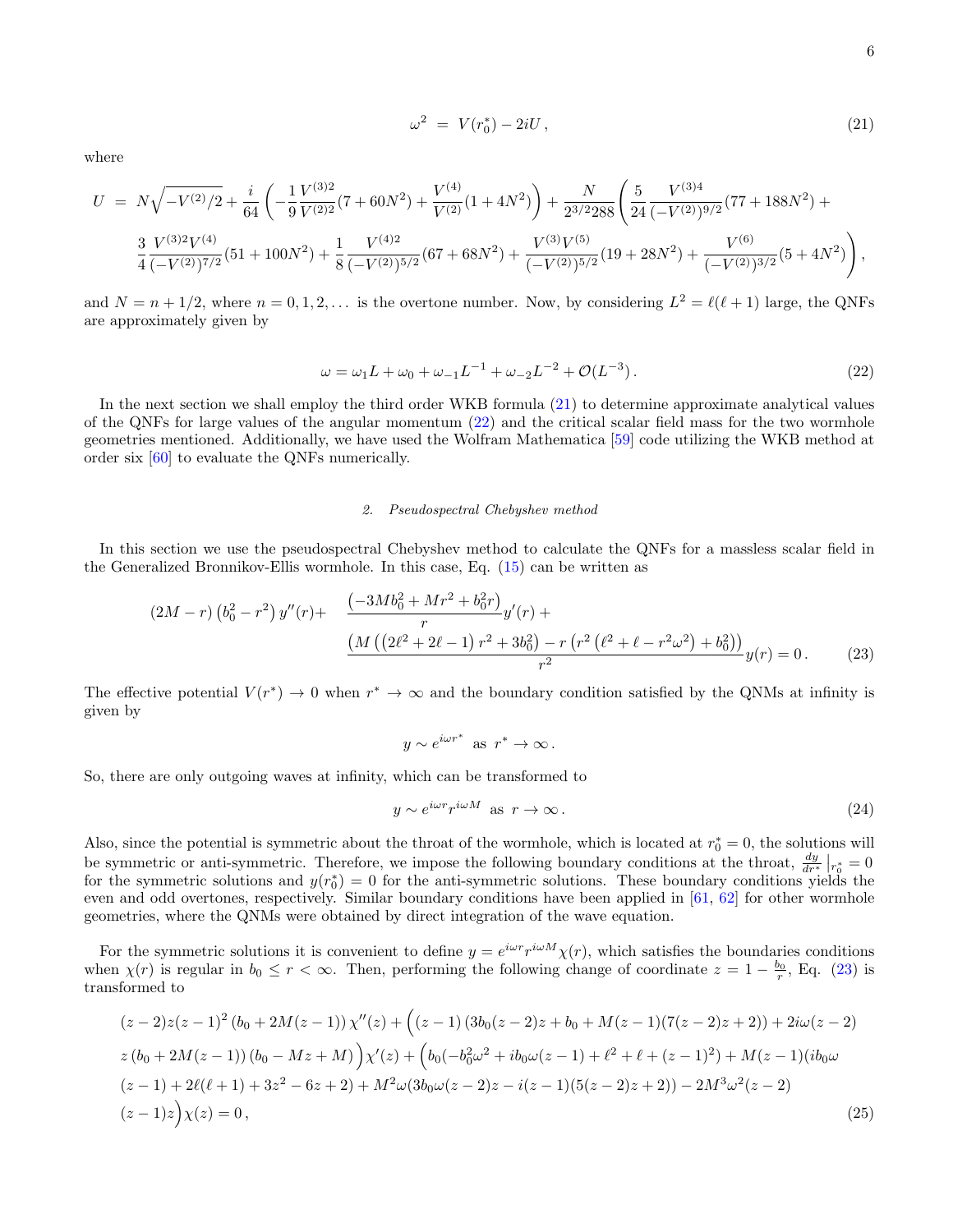$$\omega^2 \;=\; V(r_0^*) - 2iU\,, \tag{21}$$

where

$$U \;=\; N\sqrt{-V^{(2)}/2} + \frac{i}{64}\left(-\frac{1}{9}\frac{V^{(3)2}}{V^{(2)2}}(7+60N^2) + \frac{V^{(4)}}{V^{(2)}}(1+4N^2)\right) + \frac{N}{2^{3/2}288}\left(\frac{5}{24}\frac{V^{(3)4}}{(-V^{(2)})^{9/2}}(77+188N^2) + \right.$$
$$\left.\frac{3}{4}\frac{V^{(3)2}V^{(4)}}{(-V^{(2)})^{7/2}}(51+100N^2) + \frac{1}{8}\frac{V^{(4)2}}{(-V^{(2)})^{5/2}}(67+68N^2) + \frac{V^{(3)}V^{(5)}}{(-V^{(2)})^{5/2}}(19+28N^2) + \frac{V^{(6)}}{(-V^{(2)})^{3/2}}(5+4N^2)\right),$$

and $N = n + 1/2$, where $n = 0, 1, 2, \ldots$ is the overtone number. Now, by considering $L^2 = \ell(\ell+1)$ large, the QNFs are approximately given by

$$\omega = \omega_1 L + \omega_0 + \omega_{-1}L^{-1} + \omega_{-2}L^{-2} + \mathcal{O}(L^{-3})\,. \tag{22}$$

In the next section we shall employ the third order WKB formula (21) to determine approximate analytical values of the QNFs for large values of the angular momentum (22) and the critical scalar field mass for the two wormhole geometries mentioned. Additionally, we have used the Wolfram Mathematica [59] code utilizing the WKB method at order six [60] to evaluate the QNFs numerically.

### 2. Pseudospectral Chebyshev method

In this section we use the pseudospectral Chebyshev method to calculate the QNFs for a massless scalar field in the Generalized Bronnikov-Ellis wormhole. In this case, Eq. (15) can be written as

$$(2M - r)\left(b_0^2 - r^2\right)y''(r) + \frac{\left(-3Mb_0^2 + Mr^2 + b_0^2 r\right)}{r}y'(r) + \frac{\left(M\left(\left(2\ell^2+2\ell-1\right)r^2 + 3b_0^2\right) - r\left(r^2\left(\ell^2+\ell-r^2\omega^2\right)+b_0^2\right)\right)}{r^2}y(r) = 0\,. \tag{23}$$

The effective potential $V(r^*) \to 0$ when $r^* \to \infty$ and the boundary condition satisfied by the QNMs at infinity is given by

$$y \sim e^{i\omega r^*} \;\text{ as }\; r^* \to \infty\,.$$

So, there are only outgoing waves at infinity, which can be transformed to

$$y \sim e^{i\omega r} r^{i\omega M} \;\text{ as }\; r \to \infty\,. \tag{24}$$

Also, since the potential is symmetric about the throat of the wormhole, which is located at $r_0^* = 0$, the solutions will be symmetric or anti-symmetric. Therefore, we impose the following boundary conditions at the throat, $\frac{dy}{dr^*}\big|_{r_0^*} = 0$ for the symmetric solutions and $y(r_0^*) = 0$ for the anti-symmetric solutions. These boundary conditions yields the even and odd overtones, respectively. Similar boundary conditions have been applied in [61, 62] for other wormhole geometries, where the QNMs were obtained by direct integration of the wave equation.

For the symmetric solutions it is convenient to define $y = e^{i\omega r} r^{i\omega M}\chi(r)$, which satisfies the boundaries conditions when $\chi(r)$ is regular in $b_0 \le r < \infty$. Then, performing the following change of coordinate $z = 1 - \frac{b_0}{r}$, Eq. (23) is transformed to

$$\begin{aligned}
&(z-2)z(z-1)^2\left(b_0 + 2M(z-1)\right)\chi''(z) + \Big(\left(z-1\right)\left(3b_0(z-2)z + b_0 + M(z-1)(7(z-2)z+2)\right) + 2i\omega(z-2)\\
&z\left(b_0 + 2M(z-1)\right)\left(b_0 - Mz + M\right)\Big)\chi'(z) + \Big(b_0(-b_0^2\omega^2 + ib_0\omega(z-1) + \ell^2 + \ell + (z-1)^2) + M(z-1)(ib_0\omega\\
&(z-1) + 2\ell(\ell+1) + 3z^2 - 6z + 2) + M^2\omega(3b_0\omega(z-2)z - i(z-1)(5(z-2)z+2)) - 2M^3\omega^2(z-2)\\
&(z-1)z\Big)\chi(z) = 0\,,
\end{aligned} \tag{25}$$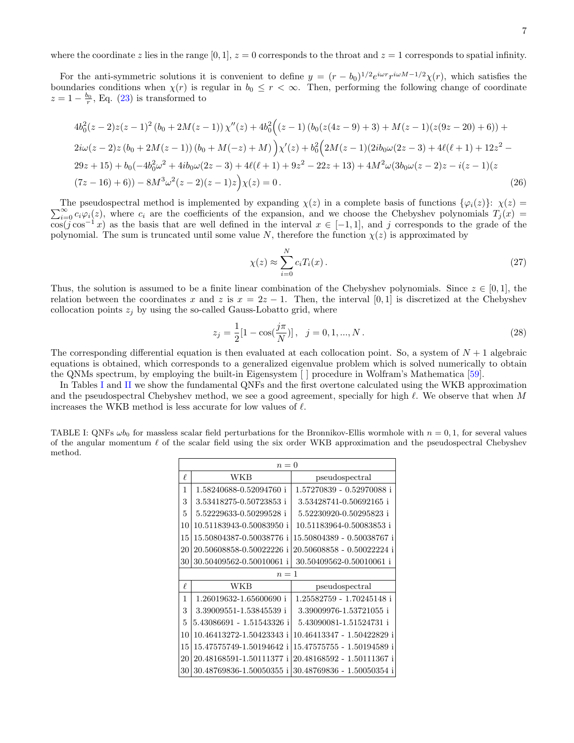where the coordinate $z$ lies in the range $[0,1]$, $z=0$ corresponds to the throat and $z=1$ corresponds to spatial infinity.

For the anti-symmetric solutions it is convenient to define $y=(r-b_0)^{1/2}e^{i\omega r}r^{i\omega M-1/2}\chi(r)$, which satisfies the boundaries conditions when $\chi(r)$ is regular in $b_0 \leq r < \infty$. Then, performing the following change of coordinate $z=1-\frac{b_0}{r}$, Eq. (23) is transformed to

$$
\begin{aligned}
&4b_0^2(z-2)z(z-1)^2\left(b_0+2M(z-1)\right)\chi''(z)+4b_0^2\Big(\left(z-1\right)\left(b_0(z(4z-9)+3)+M(z-1)(z(9z-20)+6)\right)+\\
&2i\omega(z-2)z\left(b_0+2M(z-1)\right)\left(b_0+M(-z)+M\right)\Big)\chi'(z)+b_0^2\Big(2M(z-1)(2ib_0\omega(2z-3)+4\ell(\ell+1)+12z^2-\\
&29z+15)+b_0(-4b_0^2\omega^2+4ib_0\omega(2z-3)+4\ell(\ell+1)+9z^2-22z+13)+4M^2\omega(3b_0\omega(z-2)z-i(z-1)(z\\
&(7z-16)+6))-8M^3\omega^2(z-2)(z-1)z\Big)\chi(z)=0\,.
\end{aligned}
\tag{26}
$$

The pseudospectral method is implemented by expanding $\chi(z)$ in a complete basis of functions $\{\varphi_i(z)\}$: $\chi(z)=\sum_{i=0}^{\infty}c_i\varphi_i(z)$, where $c_i$ are the coefficients of the expansion, and we choose the Chebyshev polynomials $T_j(x)=\cos(j\cos^{-1}x)$ as the basis that are well defined in the interval $x\in[-1,1]$, and $j$ corresponds to the grade of the polynomial. The sum is truncated until some value $N$, therefore the function $\chi(z)$ is approximated by

$$
\chi(z)\approx\sum_{i=0}^{N}c_iT_i(x)\,. \tag{27}
$$

Thus, the solution is assumed to be a finite linear combination of the Chebyshev polynomials. Since $z\in[0,1]$, the relation between the coordinates $x$ and $z$ is $x=2z-1$. Then, the interval $[0,1]$ is discretized at the Chebyshev collocation points $z_j$ by using the so-called Gauss-Lobatto grid, where

$$
z_j=\frac{1}{2}[1-\cos(\frac{j\pi}{N})]\,,\quad j=0,1,...,N\,. \tag{28}
$$

The corresponding differential equation is then evaluated at each collocation point. So, a system of $N+1$ algebraic equations is obtained, which corresponds to a generalized eigenvalue problem which is solved numerically to obtain the QNMs spectrum, by employing the built-in Eigensystem [ ] procedure in Wolfram's Mathematica [59].

In Tables I and II we show the fundamental QNFs and the first overtone calculated using the WKB approximation and the pseudospectral Chebyshev method, we see a good agreement, specially for high $\ell$. We observe that when $M$ increases the WKB method is less accurate for low values of $\ell$.

TABLE I: QNFs $\omega b_0$ for massless scalar field perturbations for the Bronnikov-Ellis wormhole with $n=0,1$, for several values of the angular momentum $\ell$ of the scalar field using the six order WKB approximation and the pseudospectral Chebyshev method.

| $n=0$ | | |
|---|---|---|
| $\ell$ | WKB | pseudospectral |
| 1 | 1.58240688-0.52094760 i | 1.57270839 - 0.52970088 i |
| 3 | 3.53418275-0.50723853 i | 3.53428741-0.50692165 i |
| 5 | 5.52229633-0.50299528 i | 5.52230920-0.50295823 i |
| 10 | 10.51183943-0.50083950 i | 10.51183964-0.50083853 i |
| 15 | 15.50804387-0.50038776 i | 15.50804389 - 0.50038767 i |
| 20 | 20.50608858-0.50022226 i | 20.50608858 - 0.50022224 i |
| 30 | 30.50409562-0.50010061 i | 30.50409562-0.50010061 i |
| $n=1$ | | |
| $\ell$ | WKB | pseudospectral |
| 1 | 1.26019632-1.65600690 i | 1.25582759 - 1.70245148 i |
| 3 | 3.39009551-1.53845539 i | 3.39009976-1.53721055 i |
| 5 | 5.43086691 - 1.51543326 i | 5.43090081-1.51524731 i |
| 10 | 10.46413272-1.50423343 i | 10.46413347 - 1.50422829 i |
| 15 | 15.47575749-1.50194642 i | 15.47575755 - 1.50194589 i |
| 20 | 20.48168591-1.50111377 i | 20.48168592 - 1.50111367 i |
| 30 | 30.48769836-1.50050355 i | 30.48769836 - 1.50050354 i |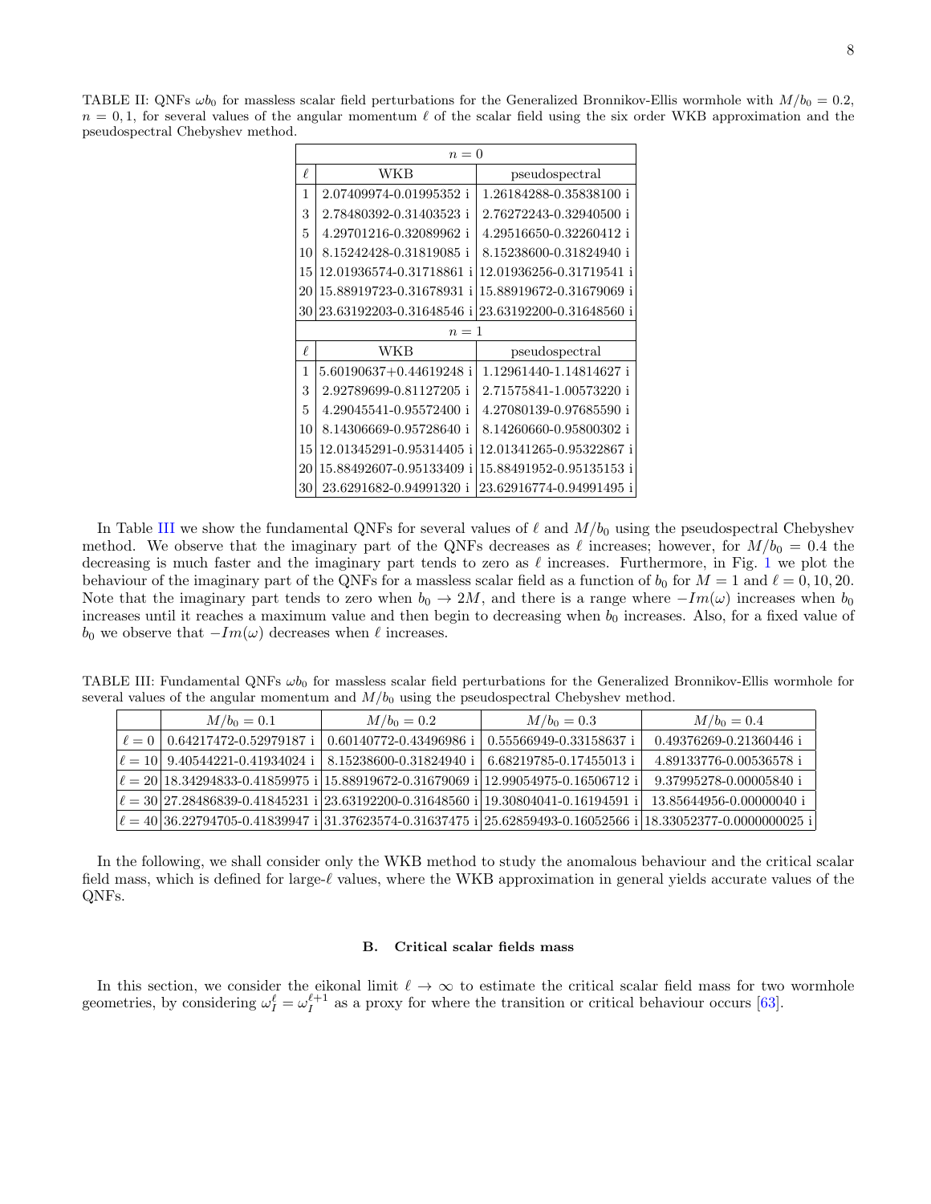TABLE II: QNFs $\omega b_0$ for massless scalar field perturbations for the Generalized Bronnikov-Ellis wormhole with $M/b_0 = 0.2$, $n = 0, 1$, for several values of the angular momentum $\ell$ of the scalar field using the six order WKB approximation and the pseudospectral Chebyshev method.

| $n=0$ | | |
|---|---|---|
| $\ell$ | WKB | pseudospectral |
| 1 | 2.07409974-0.01995352 i | 1.26184288-0.35838100 i |
| 3 | 2.78480392-0.31403523 i | 2.76272243-0.32940500 i |
| 5 | 4.29701216-0.32089962 i | 4.29516650-0.32260412 i |
| 10 | 8.15242428-0.31819085 i | 8.15238600-0.31824940 i |
| 15 | 12.01936574-0.31718861 i | 12.01936256-0.31719541 i |
| 20 | 15.88919723-0.31678931 i | 15.88919672-0.31679069 i |
| 30 | 23.63192203-0.31648546 i | 23.63192200-0.31648560 i |
| $n=1$ | | |
| $\ell$ | WKB | pseudospectral |
| 1 | 5.60190637+0.44619248 i | 1.12961440-1.14814627 i |
| 3 | 2.92789699-0.81127205 i | 2.71575841-1.00573220 i |
| 5 | 4.29045541-0.95572400 i | 4.27080139-0.97685590 i |
| 10 | 8.14306669-0.95728640 i | 8.14260660-0.95800302 i |
| 15 | 12.01345291-0.95314405 i | 12.01341265-0.95322867 i |
| 20 | 15.88492607-0.95133409 i | 15.88491952-0.95135153 i |
| 30 | 23.6291682-0.94991320 i | 23.62916774-0.94991495 i |

In Table III we show the fundamental QNFs for several values of $\ell$ and $M/b_0$ using the pseudospectral Chebyshev method. We observe that the imaginary part of the QNFs decreases as $\ell$ increases; however, for $M/b_0 = 0.4$ the decreasing is much faster and the imaginary part tends to zero as $\ell$ increases. Furthermore, in Fig. 1 we plot the behaviour of the imaginary part of the QNFs for a massless scalar field as a function of $b_0$ for $M = 1$ and $\ell = 0, 10, 20$. Note that the imaginary part tends to zero when $b_0 \to 2M$, and there is a range where $-Im(\omega)$ increases when $b_0$ increases until it reaches a maximum value and then begin to decreasing when $b_0$ increases. Also, for a fixed value of $b_0$ we observe that $-Im(\omega)$ decreases when $\ell$ increases.

TABLE III: Fundamental QNFs $\omega b_0$ for massless scalar field perturbations for the Generalized Bronnikov-Ellis wormhole for several values of the angular momentum and $M/b_0$ using the pseudospectral Chebyshev method.

| | $M/b_0 = 0.1$ | $M/b_0 = 0.2$ | $M/b_0 = 0.3$ | $M/b_0 = 0.4$ |
|---|---|---|---|---|
| $\ell = 0$ | 0.64217472-0.52979187 i | 0.60140772-0.43496986 i | 0.55566949-0.33158637 i | 0.49376269-0.21360446 i |
| $\ell = 10$ | 9.40544221-0.41934024 i | 8.15238600-0.31824940 i | 6.68219785-0.17455013 i | 4.89133776-0.00536578 i |
| $\ell = 20$ | 18.34294833-0.41859975 i | 15.88919672-0.31679069 i | 12.99054975-0.16506712 i | 9.37995278-0.00005840 i |
| $\ell = 30$ | 27.28486839-0.41845231 i | 23.63192200-0.31648560 i | 19.30804041-0.16194591 i | 13.85644956-0.00000040 i |
| $\ell = 40$ | 36.22794705-0.41839947 i | 31.37623574-0.31637475 i | 25.62859493-0.16052566 i | 18.33052377-0.0000000025 i |

In the following, we shall consider only the WKB method to study the anomalous behaviour and the critical scalar field mass, which is defined for large-$\ell$ values, where the WKB approximation in general yields accurate values of the QNFs.

### B. Critical scalar fields mass

In this section, we consider the eikonal limit $\ell \to \infty$ to estimate the critical scalar field mass for two wormhole geometries, by considering $\omega_I^{\ell} = \omega_I^{\ell+1}$ as a proxy for where the transition or critical behaviour occurs [63].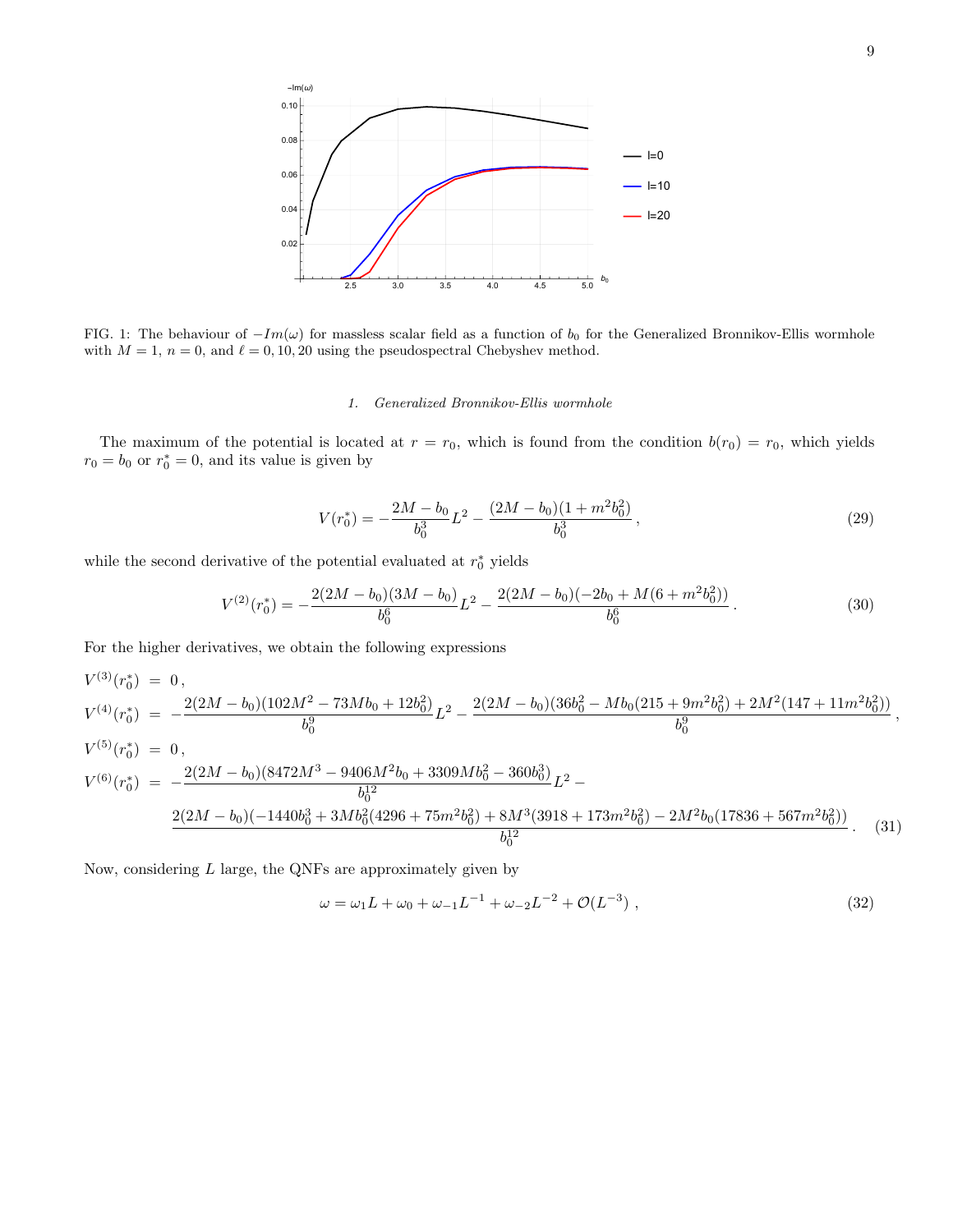FIG. 1: The behaviour of $-Im(\omega)$ for massless scalar field as a function of $b_0$ for the Generalized Bronnikov-Ellis wormhole with $M=1$, $n=0$, and $\ell=0,10,20$ using the pseudospectral Chebyshev method.

### 1. Generalized Bronnikov-Ellis wormhole

The maximum of the potential is located at $r=r_0$, which is found from the condition $b(r_0)=r_0$, which yields $r_0=b_0$ or $r_0^*=0$, and its value is given by

$$V(r_0^*) = -\frac{2M-b_0}{b_0^3}L^2 - \frac{(2M-b_0)(1+m^2b_0^2)}{b_0^3}\,, \tag{29}$$

while the second derivative of the potential evaluated at $r_0^*$ yields

$$V^{(2)}(r_0^*) = -\frac{2(2M-b_0)(3M-b_0)}{b_0^6}L^2 - \frac{2(2M-b_0)(-2b_0+M(6+m^2b_0^2))}{b_0^6}\,. \tag{30}$$

For the higher derivatives, we obtain the following expressions

$$\begin{aligned}
V^{(3)}(r_0^*) &= 0\,,\\
V^{(4)}(r_0^*) &= -\frac{2(2M-b_0)(102M^2-73Mb_0+12b_0^2)}{b_0^9}L^2 - \frac{2(2M-b_0)(36b_0^2-Mb_0(215+9m^2b_0^2)+2M^2(147+11m^2b_0^2))}{b_0^9}\,,\\
V^{(5)}(r_0^*) &= 0\,,\\
V^{(6)}(r_0^*) &= -\frac{2(2M-b_0)(8472M^3-9406M^2b_0+3309Mb_0^2-360b_0^3)}{b_0^{12}}L^2 -\\
&\quad \frac{2(2M-b_0)(-1440b_0^3+3Mb_0^2(4296+75m^2b_0^2)+8M^3(3918+173m^2b_0^2)-2M^2b_0(17836+567m^2b_0^2))}{b_0^{12}}\,.
\end{aligned} \tag{31}$$

Now, considering $L$ large, the QNFs are approximately given by

$$\omega = \omega_1 L + \omega_0 + \omega_{-1}L^{-1} + \omega_{-2}L^{-2} + \mathcal{O}(L^{-3})\,, \tag{32}$$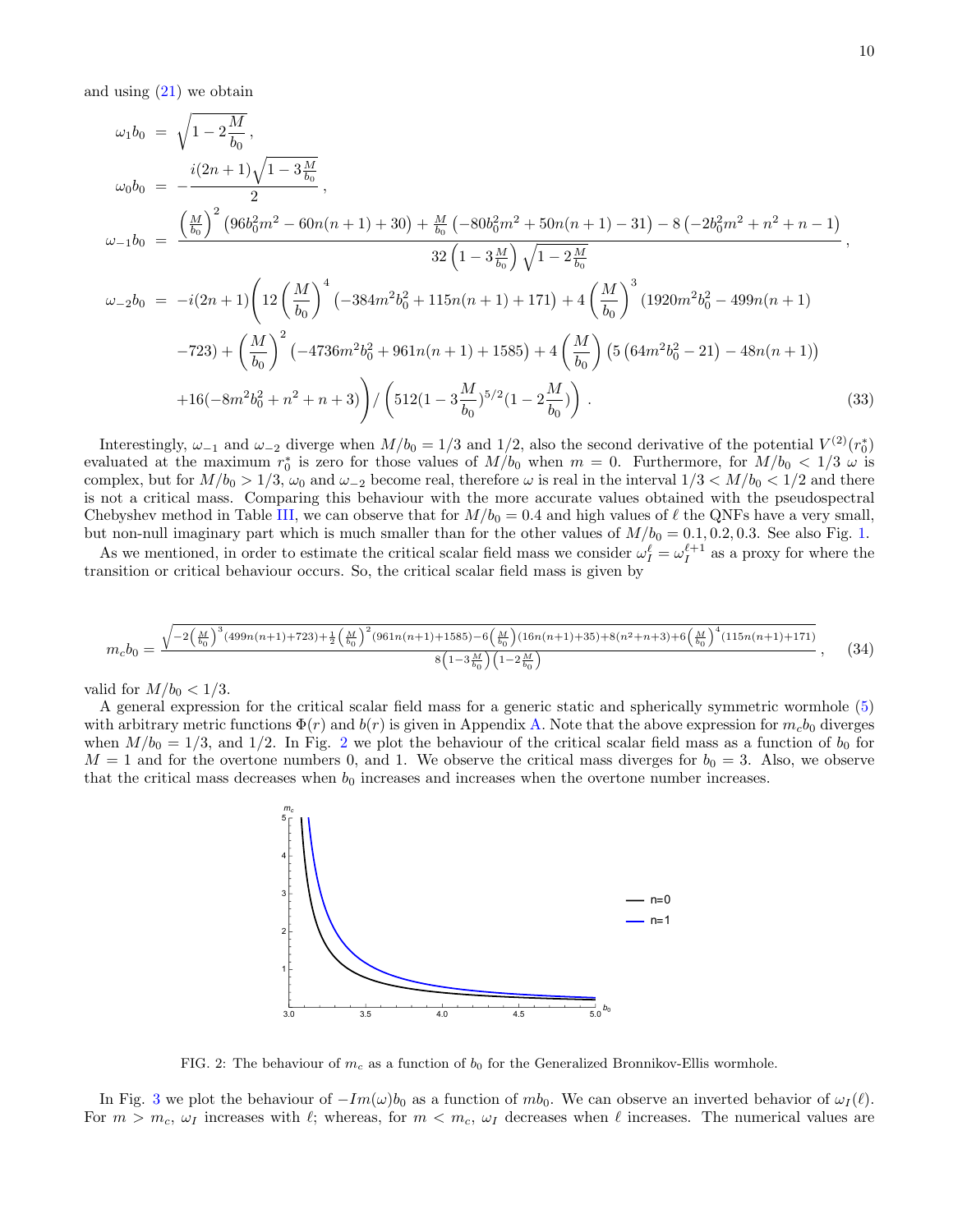and using (21) we obtain

$$
\begin{aligned}
\omega_1 b_0 &= \sqrt{1-2\frac{M}{b_0}}\,, \\
\omega_0 b_0 &= -\frac{i(2n+1)\sqrt{1-3\frac{M}{b_0}}}{2}\,, \\
\omega_{-1} b_0 &= \frac{\left(\frac{M}{b_0}\right)^2\left(96b_0^2m^2-60n(n+1)+30\right)+\frac{M}{b_0}\left(-80b_0^2m^2+50n(n+1)-31\right)-8\left(-2b_0^2m^2+n^2+n-1\right)}{32\left(1-3\frac{M}{b_0}\right)\sqrt{1-2\frac{M}{b_0}}}\,, \\
\omega_{-2} b_0 &= -i(2n+1)\Bigg(12\left(\frac{M}{b_0}\right)^4\left(-384m^2b_0^2+115n(n+1)+171\right)+4\left(\frac{M}{b_0}\right)^3(1920m^2b_0^2-499n(n+1) \\
&\quad -723)+\left(\frac{M}{b_0}\right)^2\left(-4736m^2b_0^2+961n(n+1)+1585\right)+4\left(\frac{M}{b_0}\right)\left(5\left(64m^2b_0^2-21\right)-48n(n+1)\right) \\
&\quad +16(-8m^2b_0^2+n^2+n+3)\Bigg)\Big/\left(512(1-3\frac{M}{b_0})^{5/2}(1-2\frac{M}{b_0})\right)\,.
\end{aligned}
\tag{33}
$$

Interestingly, $\omega_{-1}$ and $\omega_{-2}$ diverge when $M/b_0 = 1/3$ and $1/2$, also the second derivative of the potential $V^{(2)}(r_0^*)$ evaluated at the maximum $r_0^*$ is zero for those values of $M/b_0$ when $m=0$. Furthermore, for $M/b_0 < 1/3$ $\omega$ is complex, but for $M/b_0 > 1/3$, $\omega_0$ and $\omega_{-2}$ become real, therefore $\omega$ is real in the interval $1/3 < M/b_0 < 1/2$ and there is not a critical mass. Comparing this behaviour with the more accurate values obtained with the pseudospectral Chebyshev method in Table III, we can observe that for $M/b_0 = 0.4$ and high values of $\ell$ the QNFs have a very small, but non-null imaginary part which is much smaller than for the other values of $M/b_0 = 0.1, 0.2, 0.3$. See also Fig. 1.

As we mentioned, in order to estimate the critical scalar field mass we consider $\omega_I^{\ell} = \omega_I^{\ell+1}$ as a proxy for where the transition or critical behaviour occurs. So, the critical scalar field mass is given by

$$
m_c b_0 = \frac{\sqrt{-2\left(\frac{M}{b_0}\right)^3(499n(n+1)+723)+\frac{1}{2}\left(\frac{M}{b_0}\right)^2(961n(n+1)+1585)-6\left(\frac{M}{b_0}\right)(16n(n+1)+35)+8(n^2+n+3)+6\left(\frac{M}{b_0}\right)^4(115n(n+1)+171)}}{8\left(1-3\frac{M}{b_0}\right)\left(1-2\frac{M}{b_0}\right)}\,, \tag{34}
$$

valid for $M/b_0 < 1/3$.

A general expression for the critical scalar field mass for a generic static and spherically symmetric wormhole (5) with arbitrary metric functions $\Phi(r)$ and $b(r)$ is given in Appendix A. Note that the above expression for $m_c b_0$ diverges when $M/b_0 = 1/3$, and $1/2$. In Fig. 2 we plot the behaviour of the critical scalar field mass as a function of $b_0$ for $M=1$ and for the overtone numbers 0, and 1. We observe the critical mass diverges for $b_0 = 3$. Also, we observe that the critical mass decreases when $b_0$ increases and increases when the overtone number increases.

FIG. 2: The behaviour of $m_c$ as a function of $b_0$ for the Generalized Bronnikov-Ellis wormhole.

In Fig. 3 we plot the behaviour of $-Im(\omega)b_0$ as a function of $mb_0$. We can observe an inverted behavior of $\omega_I(\ell)$. For $m > m_c$, $\omega_I$ increases with $\ell$; whereas, for $m < m_c$, $\omega_I$ decreases when $\ell$ increases. The numerical values are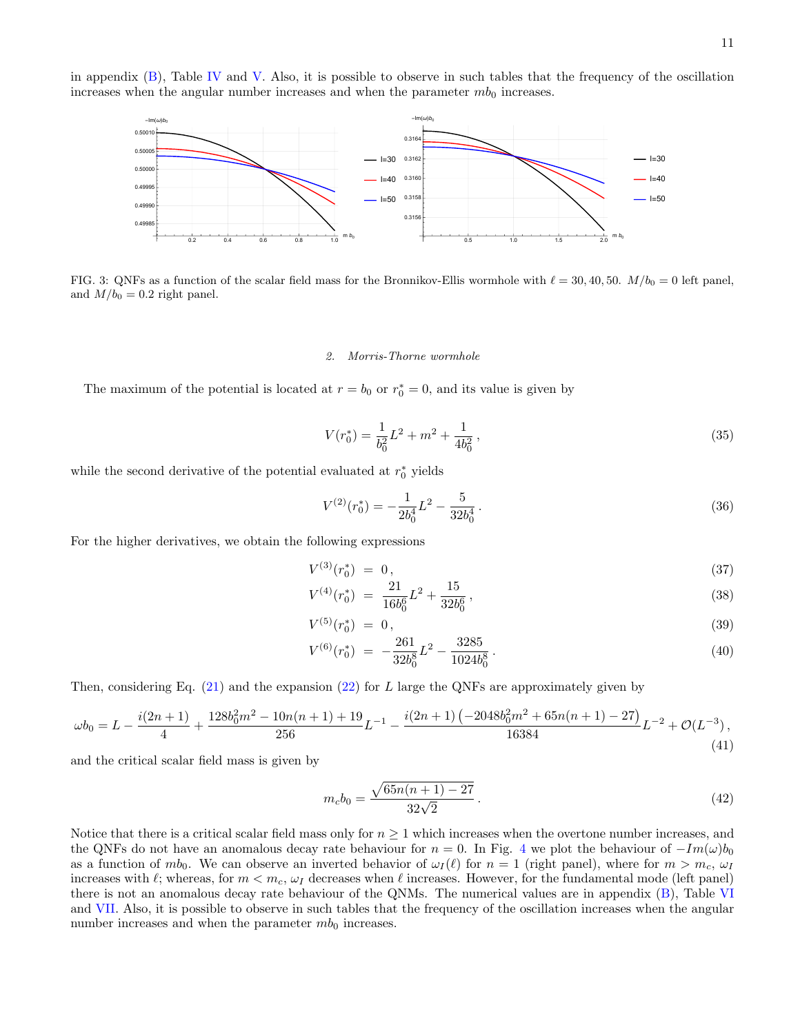in appendix (B), Table IV and V. Also, it is possible to observe in such tables that the frequency of the oscillation increases when the angular number increases and when the parameter $mb_0$ increases.

FIG. 3: QNFs as a function of the scalar field mass for the Bronnikov-Ellis wormhole with $\ell = 30, 40, 50$. $M/b_0 = 0$ left panel, and $M/b_0 = 0.2$ right panel.

### 2. *Morris-Thorne wormhole*

The maximum of the potential is located at $r = b_0$ or $r_0^* = 0$, and its value is given by

$$V(r_0^*) = \frac{1}{b_0^2}L^2 + m^2 + \frac{1}{4b_0^2}\,, \tag{35}$$

while the second derivative of the potential evaluated at $r_0^*$ yields

$$V^{(2)}(r_0^*) = -\frac{1}{2b_0^4}L^2 - \frac{5}{32b_0^4}\,. \tag{36}$$

For the higher derivatives, we obtain the following expressions

$$V^{(3)}(r_0^*) = 0\,, \tag{37}$$

$$V^{(4)}(r_0^*) = \frac{21}{16b_0^6}L^2 + \frac{15}{32b_0^6}\,, \tag{38}$$

$$V^{(5)}(r_0^*) = 0\,, \tag{39}$$

$$V^{(6)}(r_0^*) = -\frac{261}{32b_0^8}L^2 - \frac{3285}{1024b_0^8}\,. \tag{40}$$

Then, considering Eq. (21) and the expansion (22) for $L$ large the QNFs are approximately given by

$$\omega b_0 = L - \frac{i(2n+1)}{4} + \frac{128b_0^2m^2 - 10n(n+1) + 19}{256}L^{-1} - \frac{i(2n+1)\left(-2048b_0^2m^2 + 65n(n+1) - 27\right)}{16384}L^{-2} + \mathcal{O}(L^{-3})\,, \tag{41}$$

and the critical scalar field mass is given by

$$m_c b_0 = \frac{\sqrt{65n(n+1) - 27}}{32\sqrt{2}}\,. \tag{42}$$

Notice that there is a critical scalar field mass only for $n \geq 1$ which increases when the overtone number increases, and the QNFs do not have an anomalous decay rate behaviour for $n = 0$. In Fig. 4 we plot the behaviour of $-Im(\omega)b_0$ as a function of $mb_0$. We can observe an inverted behavior of $\omega_I(\ell)$ for $n = 1$ (right panel), where for $m > m_c$, $\omega_I$ increases with $\ell$; whereas, for $m < m_c$, $\omega_I$ decreases when $\ell$ increases. However, for the fundamental mode (left panel) there is not an anomalous decay rate behaviour of the QNMs. The numerical values are in appendix (B), Table VI and VII. Also, it is possible to observe in such tables that the frequency of the oscillation increases when the angular number increases and when the parameter $mb_0$ increases.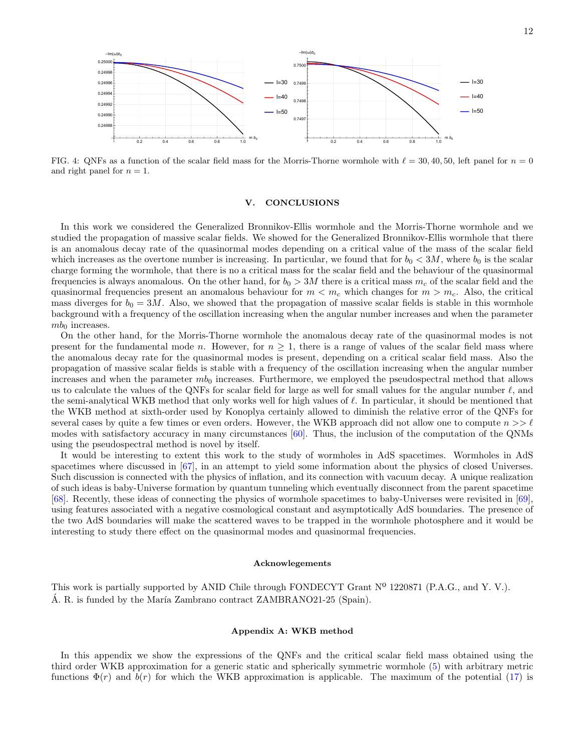FIG. 4: QNFs as a function of the scalar field mass for the Morris-Thorne wormhole with $\ell = 30, 40, 50$, left panel for $n = 0$ and right panel for $n = 1$.

## V. CONCLUSIONS

In this work we considered the Generalized Bronnikov-Ellis wormhole and the Morris-Thorne wormhole and we studied the propagation of massive scalar fields. We showed for the Generalized Bronnikov-Ellis wormhole that there is an anomalous decay rate of the quasinormal modes depending on a critical value of the mass of the scalar field which increases as the overtone number is increasing. In particular, we found that for $b_0 < 3M$, where $b_0$ is the scalar charge forming the wormhole, that there is no a critical mass for the scalar field and the behaviour of the quasinormal frequencies is always anomalous. On the other hand, for $b_0 > 3M$ there is a critical mass $m_c$ of the scalar field and the quasinormal frequencies present an anomalous behaviour for $m < m_c$ which changes for $m > m_c$. Also, the critical mass diverges for $b_0 = 3M$. Also, we showed that the propagation of massive scalar fields is stable in this wormhole background with a frequency of the oscillation increasing when the angular number increases and when the parameter $mb_0$ increases.

On the other hand, for the Morris-Thorne wormhole the anomalous decay rate of the quasinormal modes is not present for the fundamental mode $n$. However, for $n \geq 1$, there is a range of values of the scalar field mass where the anomalous decay rate for the quasinormal modes is present, depending on a critical scalar field mass. Also the propagation of massive scalar fields is stable with a frequency of the oscillation increasing when the angular number increases and when the parameter $mb_0$ increases. Furthermore, we employed the pseudospectral method that allows us to calculate the values of the QNFs for scalar field for large as well for small values for the angular number $\ell$, and the semi-analytical WKB method that only works well for high values of $\ell$. In particular, it should be mentioned that the WKB method at sixth-order used by Konoplya certainly allowed to diminish the relative error of the QNFs for several cases by quite a few times or even orders. However, the WKB approach did not allow one to compute $n >> \ell$ modes with satisfactory accuracy in many circumstances [60]. Thus, the inclusion of the computation of the QNMs using the pseudospectral method is novel by itself.

It would be interesting to extent this work to the study of wormholes in AdS spacetimes. Wormholes in AdS spacetimes where discussed in [67], in an attempt to yield some information about the physics of closed Universes. Such discussion is connected with the physics of inflation, and its connection with vacuum decay. A unique realization of such ideas is baby-Universe formation by quantum tunneling which eventually disconnect from the parent spacetime [68]. Recently, these ideas of connecting the physics of wormhole spacetimes to baby-Universes were revisited in [69], using features associated with a negative cosmological constant and asymptotically AdS boundaries. The presence of the two AdS boundaries will make the scattered waves to be trapped in the wormhole photosphere and it would be interesting to study there effect on the quasinormal modes and quasinormal frequencies.

### Acknowlegements

This work is partially supported by ANID Chile through FONDECYT Grant Nº 1220871 (P.A.G., and Y. V.). Á. R. is funded by the María Zambrano contract ZAMBRANO21-25 (Spain).

### Appendix A: WKB method

In this appendix we show the expressions of the QNFs and the critical scalar field mass obtained using the third order WKB approximation for a generic static and spherically symmetric wormhole (5) with arbitrary metric functions $\Phi(r)$ and $b(r)$ for which the WKB approximation is applicable. The maximum of the potential (17) is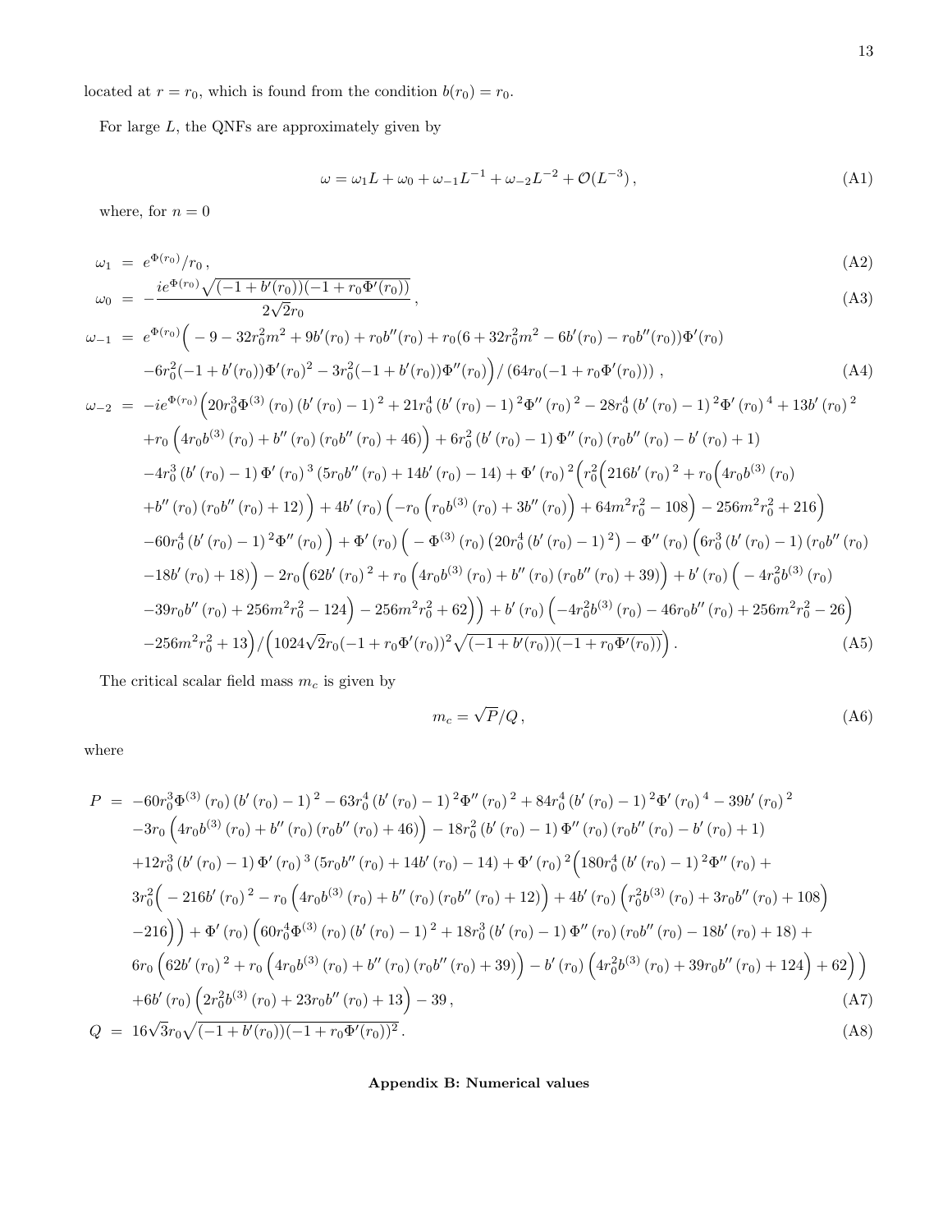located at $r = r_0$, which is found from the condition $b(r_0) = r_0$.

For large $L$, the QNFs are approximately given by

$$\omega = \omega_1 L + \omega_0 + \omega_{-1} L^{-1} + \omega_{-2} L^{-2} + \mathcal{O}(L^{-3}) \,, \tag{A1}$$

where, for $n = 0$

$$\omega_1 = e^{\Phi(r_0)}/r_0 \,, \tag{A2}$$

$$\omega_0 = -\frac{i e^{\Phi(r_0)} \sqrt{(-1 + b'(r_0))(-1 + r_0 \Phi'(r_0))}}{2\sqrt{2} r_0} \,, \tag{A3}$$

$$\begin{aligned}
\omega_{-1} = \; & e^{\Phi(r_0)} \Big( -9 - 32 r_0^2 m^2 + 9 b'(r_0) + r_0 b''(r_0) + r_0 (6 + 32 r_0^2 m^2 - 6 b'(r_0) - r_0 b''(r_0)) \Phi'(r_0) \\
& -6 r_0^2 (-1 + b'(r_0)) \Phi'(r_0)^2 - 3 r_0^2 (-1 + b'(r_0)) \Phi''(r_0) \Big) / \left(64 r_0 (-1 + r_0 \Phi'(r_0))\right) \,,
\end{aligned} \tag{A4}$$

$$\begin{aligned}
\omega_{-2} = \; & -i e^{\Phi(r_0)} \Big( 20 r_0^3 \Phi^{(3)}(r_0) \left(b'(r_0) - 1\right)^2 + 21 r_0^4 \left(b'(r_0) - 1\right)^2 \Phi''(r_0)^2 - 28 r_0^4 \left(b'(r_0) - 1\right)^2 \Phi'(r_0)^4 + 13 b'(r_0)^2 \\
& + r_0 \Big( 4 r_0 b^{(3)}(r_0) + b''(r_0) \left(r_0 b''(r_0) + 46\right) \Big) + 6 r_0^2 \left(b'(r_0) - 1\right) \Phi''(r_0) \left(r_0 b''(r_0) - b'(r_0) + 1\right) \\
& - 4 r_0^3 \left(b'(r_0) - 1\right) \Phi'(r_0)^3 \left(5 r_0 b''(r_0) + 14 b'(r_0) - 14\right) + \Phi'(r_0)^2 \Big( r_0^2 \Big( 216 b'(r_0)^2 + r_0 \Big( 4 r_0 b^{(3)}(r_0) \\
& + b''(r_0) \left(r_0 b''(r_0) + 12\right) \Big) + 4 b'(r_0) \Big( -r_0 \left( r_0 b^{(3)}(r_0) + 3 b''(r_0) \right) + 64 m^2 r_0^2 - 108 \Big) - 256 m^2 r_0^2 + 216 \Big) \\
& - 60 r_0^4 \left(b'(r_0) - 1\right)^2 \Phi''(r_0) \Big) + \Phi'(r_0) \Big( - \Phi^{(3)}(r_0) \left(20 r_0^4 \left(b'(r_0) - 1\right)^2\right) - \Phi''(r_0) \Big( 6 r_0^3 \left(b'(r_0) - 1\right) \left(r_0 b''(r_0) \right. \\
& \left. - 18 b'(r_0) + 18\right) \Big) - 2 r_0 \Big( 62 b'(r_0)^2 + r_0 \left( 4 r_0 b^{(3)}(r_0) + b''(r_0) \left(r_0 b''(r_0) + 39\right) \right) + b'(r_0) \Big( - 4 r_0^2 b^{(3)}(r_0) \\
& - 39 r_0 b''(r_0) + 256 m^2 r_0^2 - 124 \Big) - 256 m^2 r_0^2 + 62 \Big) \Big) + b'(r_0) \left( -4 r_0^2 b^{(3)}(r_0) - 46 r_0 b''(r_0) + 256 m^2 r_0^2 - 26 \right) \\
& - 256 m^2 r_0^2 + 13 \Big) / \Big( 1024 \sqrt{2} r_0 (-1 + r_0 \Phi'(r_0))^2 \sqrt{(-1 + b'(r_0))(-1 + r_0 \Phi'(r_0))} \Big) \,.
\end{aligned} \tag{A5}$$

The critical scalar field mass $m_c$ is given by

$$m_c = \sqrt{P}/Q \,, \tag{A6}$$

where

$$\begin{aligned}
P = \; & -60 r_0^3 \Phi^{(3)}(r_0) \left(b'(r_0) - 1\right)^2 - 63 r_0^4 \left(b'(r_0) - 1\right)^2 \Phi''(r_0)^2 + 84 r_0^4 \left(b'(r_0) - 1\right)^2 \Phi'(r_0)^4 - 39 b'(r_0)^2 \\
& - 3 r_0 \left( 4 r_0 b^{(3)}(r_0) + b''(r_0) \left(r_0 b''(r_0) + 46\right) \right) - 18 r_0^2 \left(b'(r_0) - 1\right) \Phi''(r_0) \left(r_0 b''(r_0) - b'(r_0) + 1\right) \\
& + 12 r_0^3 \left(b'(r_0) - 1\right) \Phi'(r_0)^3 \left(5 r_0 b''(r_0) + 14 b'(r_0) - 14\right) + \Phi'(r_0)^2 \Big( 180 r_0^4 \left(b'(r_0) - 1\right)^2 \Phi''(r_0) + \\
& 3 r_0^2 \Big( - 216 b'(r_0)^2 - r_0 \left( 4 r_0 b^{(3)}(r_0) + b''(r_0) \left(r_0 b''(r_0) + 12\right) \right) + 4 b'(r_0) \left( r_0^2 b^{(3)}(r_0) + 3 r_0 b''(r_0) + 108 \right) \\
& - 216 \Big) \Big) + \Phi'(r_0) \Big( 60 r_0^4 \Phi^{(3)}(r_0) \left(b'(r_0) - 1\right)^2 + 18 r_0^3 \left(b'(r_0) - 1\right) \Phi''(r_0) \left(r_0 b''(r_0) - 18 b'(r_0) + 18\right) + \\
& 6 r_0 \Big( 62 b'(r_0)^2 + r_0 \left( 4 r_0 b^{(3)}(r_0) + b''(r_0) \left(r_0 b''(r_0) + 39\right) \right) - b'(r_0) \left( 4 r_0^2 b^{(3)}(r_0) + 39 r_0 b''(r_0) + 124 \right) + 62 \Big) \Big) \\
& + 6 b'(r_0) \left( 2 r_0^2 b^{(3)}(r_0) + 23 r_0 b''(r_0) + 13 \right) - 39 \,,
\end{aligned} \tag{A7}$$

$$Q = 16\sqrt{3} r_0 \sqrt{(-1 + b'(r_0))(-1 + r_0 \Phi'(r_0))^2} \,. \tag{A8}$$

## Appendix B: Numerical values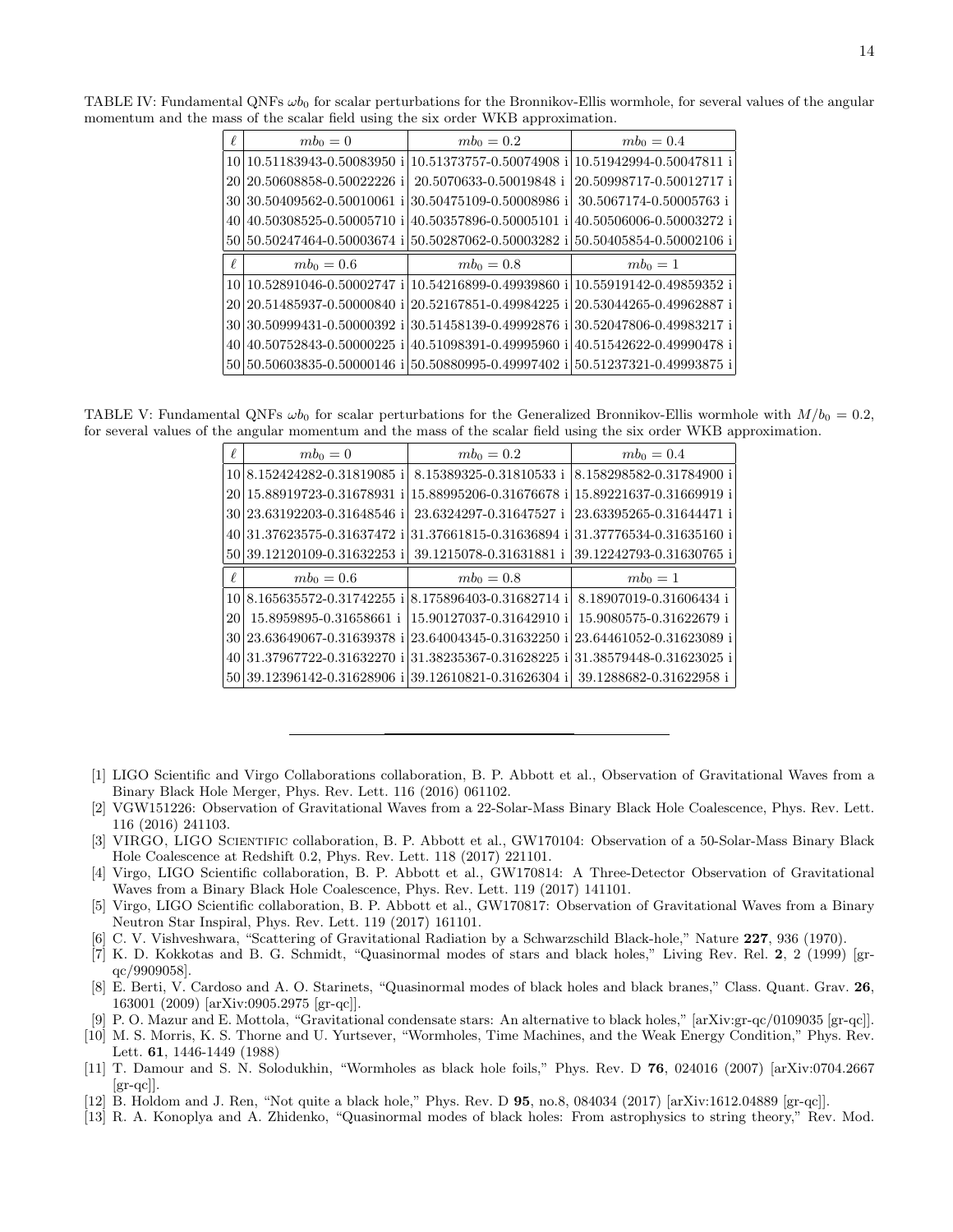TABLE IV: Fundamental QNFs $\omega b_0$ for scalar perturbations for the Bronnikov-Ellis wormhole, for several values of the angular momentum and the mass of the scalar field using the six order WKB approximation.

| $\ell$ | $mb_0 = 0$ | $mb_0 = 0.2$ | $mb_0 = 0.4$ |
|---|---|---|---|
| 10 | 10.51183943-0.50083950 i | 10.51373757-0.50074908 i | 10.51942994-0.50047811 i |
| 20 | 20.50608858-0.50022226 i | 20.5070633-0.50019848 i | 20.50998717-0.50012717 i |
| 30 | 30.50409562-0.50010061 i | 30.50475109-0.50008986 i | 30.5067174-0.50005763 i |
| 40 | 40.50308525-0.50005710 i | 40.50357896-0.50005101 i | 40.50506006-0.50003272 i |
| 50 | 50.50247464-0.50003674 i | 50.50287062-0.50003282 i | 50.50405854-0.50002106 i |
| $\ell$ | $mb_0 = 0.6$ | $mb_0 = 0.8$ | $mb_0 = 1$ |
| 10 | 10.52891046-0.50002747 i | 10.54216899-0.49939860 i | 10.55919142-0.49859352 i |
| 20 | 20.51485937-0.50000840 i | 20.52167851-0.49984225 i | 20.53044265-0.49962887 i |
| 30 | 30.50999431-0.50000392 i | 30.51458139-0.49992876 i | 30.52047806-0.49983217 i |
| 40 | 40.50752843-0.50000225 i | 40.51098391-0.49995960 i | 40.51542622-0.49990478 i |
| 50 | 50.50603835-0.50000146 i | 50.50880995-0.49997402 i | 50.51237321-0.49993875 i |

TABLE V: Fundamental QNFs $\omega b_0$ for scalar perturbations for the Generalized Bronnikov-Ellis wormhole with $M/b_0 = 0.2$, for several values of the angular momentum and the mass of the scalar field using the six order WKB approximation.

| $\ell$ | $mb_0 = 0$ | $mb_0 = 0.2$ | $mb_0 = 0.4$ |
|---|---|---|---|
| 10 | 8.152424282-0.31819085 i | 8.15389325-0.31810533 i | 8.158298582-0.31784900 i |
| 20 | 15.88919723-0.31678931 i | 15.88995206-0.31676678 i | 15.89221637-0.31669919 i |
| 30 | 23.63192203-0.31648546 i | 23.6324297-0.31647527 i | 23.63395265-0.31644471 i |
| 40 | 31.37623575-0.31637472 i | 31.37661815-0.31636894 i | 31.37776534-0.31635160 i |
| 50 | 39.12120109-0.31632253 i | 39.1215078-0.31631881 i | 39.12242793-0.31630765 i |
| $\ell$ | $mb_0 = 0.6$ | $mb_0 = 0.8$ | $mb_0 = 1$ |
| 10 | 8.165635572-0.31742255 i | 8.175896403-0.31682714 i | 8.18907019-0.31606434 i |
| 20 | 15.8959895-0.31658661 i | 15.90127037-0.31642910 i | 15.9080575-0.31622679 i |
| 30 | 23.63649067-0.31639378 i | 23.64004345-0.31632250 i | 23.64461052-0.31623089 i |
| 40 | 31.37967722-0.31632270 i | 31.38235367-0.31628225 i | 31.38579448-0.31623025 i |
| 50 | 39.12396142-0.31628906 i | 39.12610821-0.31626304 i | 39.1288682-0.31622958 i |

---

[1] LIGO Scientific and Virgo Collaborations collaboration, B. P. Abbott et al., Observation of Gravitational Waves from a Binary Black Hole Merger, Phys. Rev. Lett. 116 (2016) 061102.

[2] VGW151226: Observation of Gravitational Waves from a 22-Solar-Mass Binary Black Hole Coalescence, Phys. Rev. Lett. 116 (2016) 241103.

[3] VIRGO, LIGO Scientific collaboration, B. P. Abbott et al., GW170104: Observation of a 50-Solar-Mass Binary Black Hole Coalescence at Redshift 0.2, Phys. Rev. Lett. 118 (2017) 221101.

[4] Virgo, LIGO Scientific collaboration, B. P. Abbott et al., GW170814: A Three-Detector Observation of Gravitational Waves from a Binary Black Hole Coalescence, Phys. Rev. Lett. 119 (2017) 141101.

[5] Virgo, LIGO Scientific collaboration, B. P. Abbott et al., GW170817: Observation of Gravitational Waves from a Binary Neutron Star Inspiral, Phys. Rev. Lett. 119 (2017) 161101.

[6] C. V. Vishveshwara, "Scattering of Gravitational Radiation by a Schwarzschild Black-hole," Nature **227**, 936 (1970).

[7] K. D. Kokkotas and B. G. Schmidt, "Quasinormal modes of stars and black holes," Living Rev. Rel. **2**, 2 (1999) [gr-qc/9909058].

[8] E. Berti, V. Cardoso and A. O. Starinets, "Quasinormal modes of black holes and black branes," Class. Quant. Grav. **26**, 163001 (2009) [arXiv:0905.2975 [gr-qc]].

[9] P. O. Mazur and E. Mottola, "Gravitational condensate stars: An alternative to black holes," [arXiv:gr-qc/0109035 [gr-qc]].

[10] M. S. Morris, K. S. Thorne and U. Yurtsever, "Wormholes, Time Machines, and the Weak Energy Condition," Phys. Rev. Lett. **61**, 1446-1449 (1988)

[11] T. Damour and S. N. Solodukhin, "Wormholes as black hole foils," Phys. Rev. D **76**, 024016 (2007) [arXiv:0704.2667 [gr-qc]].

[12] B. Holdom and J. Ren, "Not quite a black hole," Phys. Rev. D **95**, no.8, 084034 (2017) [arXiv:1612.04889 [gr-qc]].

[13] R. A. Konoplya and A. Zhidenko, "Quasinormal modes of black holes: From astrophysics to string theory," Rev. Mod.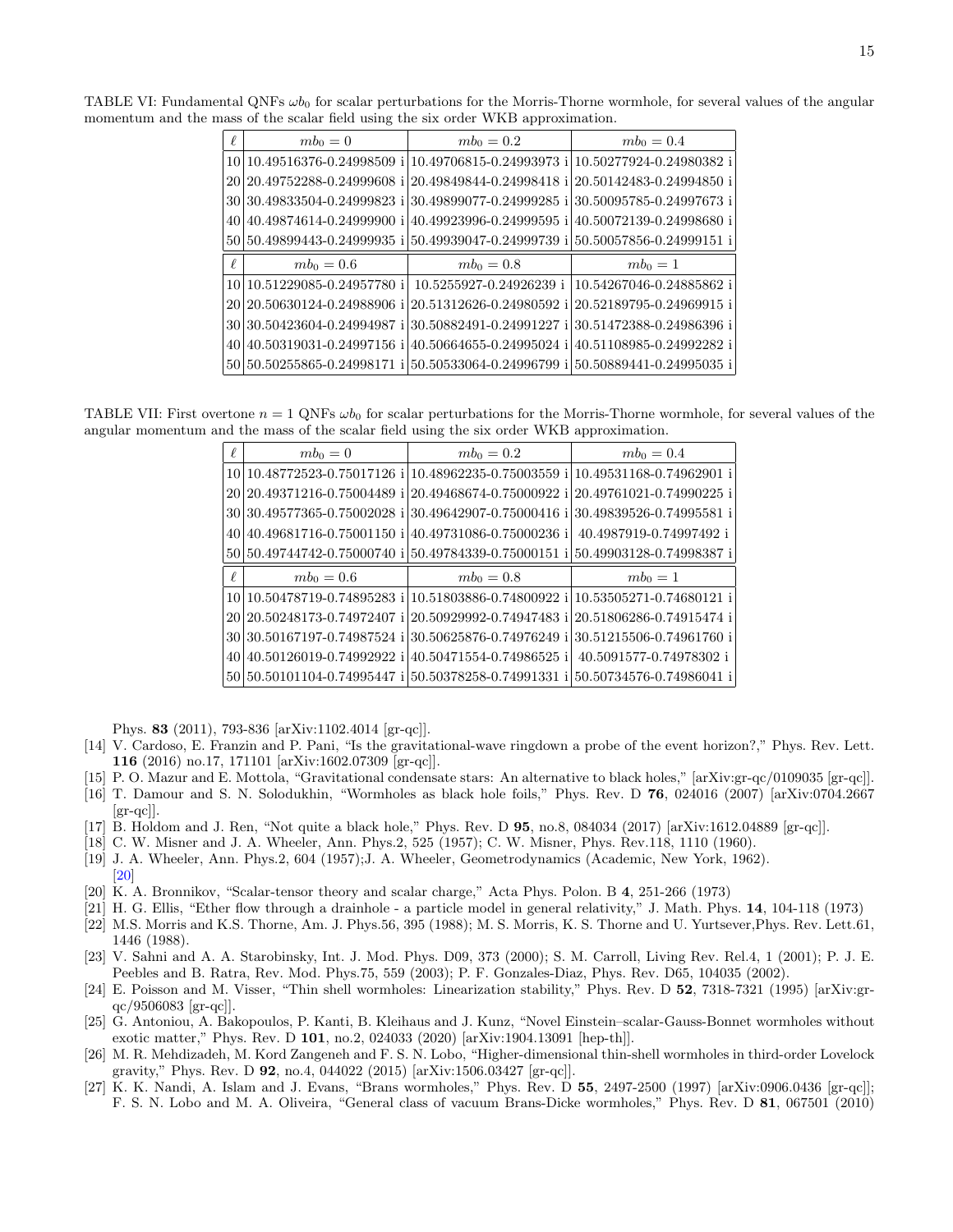TABLE VI: Fundamental QNFs $\omega b_0$ for scalar perturbations for the Morris-Thorne wormhole, for several values of the angular momentum and the mass of the scalar field using the six order WKB approximation.

| $\ell$ | $mb_0 = 0$ | $mb_0 = 0.2$ | $mb_0 = 0.4$ |
|---|---|---|---|
| 10 | 10.49516376-0.24998509 i | 10.49706815-0.24993973 i | 10.50277924-0.24980382 i |
| 20 | 20.49752288-0.24999608 i | 20.49849844-0.24998418 i | 20.50142483-0.24994850 i |
| 30 | 30.49833504-0.24999823 i | 30.49899077-0.24999285 i | 30.50095785-0.24997673 i |
| 40 | 40.49874614-0.24999900 i | 40.49923996-0.24999595 i | 40.50072139-0.24998680 i |
| 50 | 50.49899443-0.24999935 i | 50.49939047-0.24999739 i | 50.50057856-0.24999151 i |
| $\ell$ | $mb_0 = 0.6$ | $mb_0 = 0.8$ | $mb_0 = 1$ |
| 10 | 10.51229085-0.24957780 i | 10.5255927-0.24926239 i | 10.54267046-0.24885862 i |
| 20 | 20.50630124-0.24988906 i | 20.51312626-0.24980592 i | 20.52189795-0.24969915 i |
| 30 | 30.50423604-0.24994987 i | 30.50882491-0.24991227 i | 30.51472388-0.24986396 i |
| 40 | 40.50319031-0.24997156 i | 40.50664655-0.24995024 i | 40.51108985-0.24992282 i |
| 50 | 50.50255865-0.24998171 i | 50.50533064-0.24996799 i | 50.50889441-0.24995035 i |

TABLE VII: First overtone $n = 1$ QNFs $\omega b_0$ for scalar perturbations for the Morris-Thorne wormhole, for several values of the angular momentum and the mass of the scalar field using the six order WKB approximation.

| $\ell$ | $mb_0 = 0$ | $mb_0 = 0.2$ | $mb_0 = 0.4$ |
|---|---|---|---|
| 10 | 10.48772523-0.75017126 i | 10.48962235-0.75003559 i | 10.49531168-0.74962901 i |
| 20 | 20.49371216-0.75004489 i | 20.49468674-0.75000922 i | 20.49761021-0.74990225 i |
| 30 | 30.49577365-0.75002028 i | 30.49642907-0.75000416 i | 30.49839526-0.74995581 i |
| 40 | 40.49681716-0.75001150 i | 40.49731086-0.75000236 i | 40.4987919-0.74997492 i |
| 50 | 50.49744742-0.75000740 i | 50.49784339-0.75000151 i | 50.49903128-0.74998387 i |
| $\ell$ | $mb_0 = 0.6$ | $mb_0 = 0.8$ | $mb_0 = 1$ |
| 10 | 10.50478719-0.74895283 i | 10.51803886-0.74800922 i | 10.53505271-0.74680121 i |
| 20 | 20.50248173-0.74972407 i | 20.50929992-0.74947483 i | 20.51806286-0.74915474 i |
| 30 | 30.50167197-0.74987524 i | 30.50625876-0.74976249 i | 30.51215506-0.74961760 i |
| 40 | 40.50126019-0.74992922 i | 40.50471554-0.74986525 i | 40.5091577-0.74978302 i |
| 50 | 50.50101104-0.74995447 i | 50.50378258-0.74991331 i | 50.50734576-0.74986041 i |

Phys. **83** (2011), 793-836 [arXiv:1102.4014 [gr-qc]].

[14] V. Cardoso, E. Franzin and P. Pani, "Is the gravitational-wave ringdown a probe of the event horizon?," Phys. Rev. Lett. **116** (2016) no.17, 171101 [arXiv:1602.07309 [gr-qc]].

[15] P. O. Mazur and E. Mottola, "Gravitational condensate stars: An alternative to black holes," [arXiv:gr-qc/0109035 [gr-qc]].

[16] T. Damour and S. N. Solodukhin, "Wormholes as black hole foils," Phys. Rev. D **76**, 024016 (2007) [arXiv:0704.2667 [gr-qc]].

[17] B. Holdom and J. Ren, "Not quite a black hole," Phys. Rev. D **95**, no.8, 084034 (2017) [arXiv:1612.04889 [gr-qc]].

[18] C. W. Misner and J. A. Wheeler, Ann. Phys.2, 525 (1957); C. W. Misner, Phys. Rev.118, 1110 (1960).

[19] J. A. Wheeler, Ann. Phys.2, 604 (1957);J. A. Wheeler, Geometrodynamics (Academic, New York, 1962). [20]

[20] K. A. Bronnikov, "Scalar-tensor theory and scalar charge," Acta Phys. Polon. B **4**, 251-266 (1973)

[21] H. G. Ellis, "Ether flow through a drainhole - a particle model in general relativity," J. Math. Phys. **14**, 104-118 (1973)

[22] M.S. Morris and K.S. Thorne, Am. J. Phys.56, 395 (1988); M. S. Morris, K. S. Thorne and U. Yurtsever,Phys. Rev. Lett.61, 1446 (1988).

[23] V. Sahni and A. A. Starobinsky, Int. J. Mod. Phys. D09, 373 (2000); S. M. Carroll, Living Rev. Rel.4, 1 (2001); P. J. E. Peebles and B. Ratra, Rev. Mod. Phys.75, 559 (2003); P. F. Gonzales-Diaz, Phys. Rev. D65, 104035 (2002).

[24] E. Poisson and M. Visser, "Thin shell wormholes: Linearization stability," Phys. Rev. D **52**, 7318-7321 (1995) [arXiv:gr-qc/9506083 [gr-qc]].

[25] G. Antoniou, A. Bakopoulos, P. Kanti, B. Kleihaus and J. Kunz, "Novel Einstein–scalar-Gauss-Bonnet wormholes without exotic matter," Phys. Rev. D **101**, no.2, 024033 (2020) [arXiv:1904.13091 [hep-th]].

[26] M. R. Mehdizadeh, M. Kord Zangeneh and F. S. N. Lobo, "Higher-dimensional thin-shell wormholes in third-order Lovelock gravity," Phys. Rev. D **92**, no.4, 044022 (2015) [arXiv:1506.03427 [gr-qc]].

[27] K. K. Nandi, A. Islam and J. Evans, "Brans wormholes," Phys. Rev. D **55**, 2497-2500 (1997) [arXiv:0906.0436 [gr-qc]]; F. S. N. Lobo and M. A. Oliveira, "General class of vacuum Brans-Dicke wormholes," Phys. Rev. D **81**, 067501 (2010)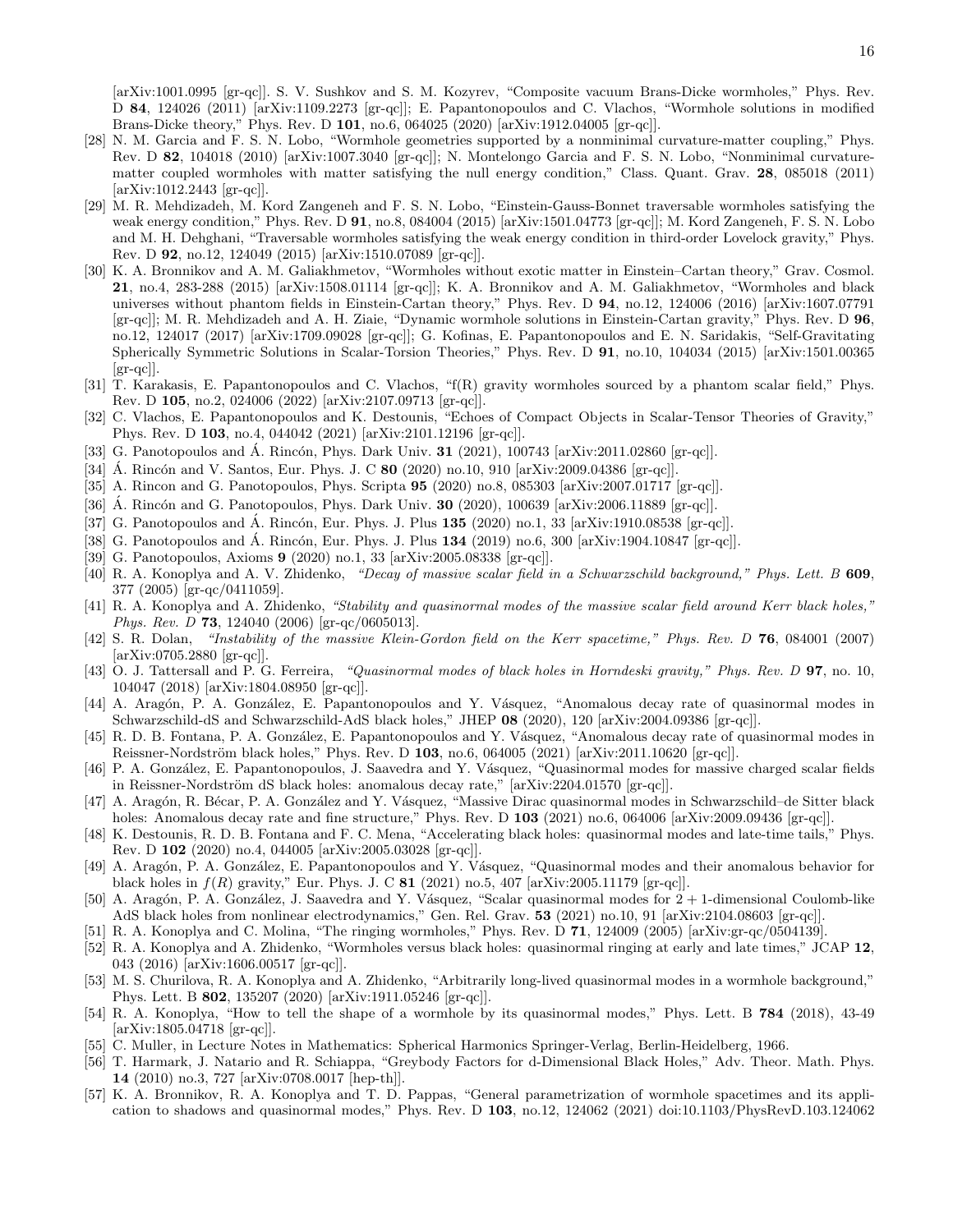[arXiv:1001.0995 [gr-qc]]. S. V. Sushkov and S. M. Kozyrev, "Composite vacuum Brans-Dicke wormholes," Phys. Rev. D **84**, 124026 (2011) [arXiv:1109.2273 [gr-qc]]; E. Papantonopoulos and C. Vlachos, "Wormhole solutions in modified Brans-Dicke theory," Phys. Rev. D **101**, no.6, 064025 (2020) [arXiv:1912.04005 [gr-qc]].

[28] N. M. Garcia and F. S. N. Lobo, "Wormhole geometries supported by a nonminimal curvature-matter coupling," Phys. Rev. D **82**, 104018 (2010) [arXiv:1007.3040 [gr-qc]]; N. Montelongo Garcia and F. S. N. Lobo, "Nonminimal curvature-matter coupled wormholes with matter satisfying the null energy condition," Class. Quant. Grav. **28**, 085018 (2011) [arXiv:1012.2443 [gr-qc]].

[29] M. R. Mehdizadeh, M. Kord Zangeneh and F. S. N. Lobo, "Einstein-Gauss-Bonnet traversable wormholes satisfying the weak energy condition," Phys. Rev. D **91**, no.8, 084004 (2015) [arXiv:1501.04773 [gr-qc]]; M. Kord Zangeneh, F. S. N. Lobo and M. H. Dehghani, "Traversable wormholes satisfying the weak energy condition in third-order Lovelock gravity," Phys. Rev. D **92**, no.12, 124049 (2015) [arXiv:1510.07089 [gr-qc]].

[30] K. A. Bronnikov and A. M. Galiakhmetov, "Wormholes without exotic matter in Einstein–Cartan theory," Grav. Cosmol. **21**, no.4, 283-288 (2015) [arXiv:1508.01114 [gr-qc]]; K. A. Bronnikov and A. M. Galiakhmetov, "Wormholes and black universes without phantom fields in Einstein-Cartan theory," Phys. Rev. D **94**, no.12, 124006 (2016) [arXiv:1607.07791 [gr-qc]]; M. R. Mehdizadeh and A. H. Ziaie, "Dynamic wormhole solutions in Einstein-Cartan gravity," Phys. Rev. D **96**, no.12, 124017 (2017) [arXiv:1709.09028 [gr-qc]]; G. Kofinas, E. Papantonopoulos and E. N. Saridakis, "Self-Gravitating Spherically Symmetric Solutions in Scalar-Torsion Theories," Phys. Rev. D **91**, no.10, 104034 (2015) [arXiv:1501.00365 [gr-qc]].

[31] T. Karakasis, E. Papantonopoulos and C. Vlachos, "f(R) gravity wormholes sourced by a phantom scalar field," Phys. Rev. D **105**, no.2, 024006 (2022) [arXiv:2107.09713 [gr-qc]].

[32] C. Vlachos, E. Papantonopoulos and K. Destounis, "Echoes of Compact Objects in Scalar-Tensor Theories of Gravity," Phys. Rev. D **103**, no.4, 044042 (2021) [arXiv:2101.12196 [gr-qc]].

[33] G. Panotopoulos and Á. Rincón, Phys. Dark Univ. **31** (2021), 100743 [arXiv:2011.02860 [gr-qc]].

[34] Á. Rincón and V. Santos, Eur. Phys. J. C **80** (2020) no.10, 910 [arXiv:2009.04386 [gr-qc]].

[35] A. Rincon and G. Panotopoulos, Phys. Scripta **95** (2020) no.8, 085303 [arXiv:2007.01717 [gr-qc]].

[36] Á. Rincón and G. Panotopoulos, Phys. Dark Univ. **30** (2020), 100639 [arXiv:2006.11889 [gr-qc]].

[37] G. Panotopoulos and Á. Rincón, Eur. Phys. J. Plus **135** (2020) no.1, 33 [arXiv:1910.08538 [gr-qc]].

[38] G. Panotopoulos and Á. Rincón, Eur. Phys. J. Plus **134** (2019) no.6, 300 [arXiv:1904.10847 [gr-qc]].

[39] G. Panotopoulos, Axioms **9** (2020) no.1, 33 [arXiv:2005.08338 [gr-qc]].

[40] R. A. Konoplya and A. V. Zhidenko, *"Decay of massive scalar field in a Schwarzschild background," Phys. Lett. B* **609**, 377 (2005) [gr-qc/0411059].

[41] R. A. Konoplya and A. Zhidenko, *"Stability and quasinormal modes of the massive scalar field around Kerr black holes," Phys. Rev. D* **73**, 124040 (2006) [gr-qc/0605013].

[42] S. R. Dolan, *"Instability of the massive Klein-Gordon field on the Kerr spacetime," Phys. Rev. D* **76**, 084001 (2007) [arXiv:0705.2880 [gr-qc]].

[43] O. J. Tattersall and P. G. Ferreira, *"Quasinormal modes of black holes in Horndeski gravity," Phys. Rev. D* **97**, no. 10, 104047 (2018) [arXiv:1804.08950 [gr-qc]].

[44] A. Aragón, P. A. González, E. Papantonopoulos and Y. Vásquez, "Anomalous decay rate of quasinormal modes in Schwarzschild-dS and Schwarzschild-AdS black holes," JHEP **08** (2020), 120 [arXiv:2004.09386 [gr-qc]].

[45] R. D. B. Fontana, P. A. González, E. Papantonopoulos and Y. Vásquez, "Anomalous decay rate of quasinormal modes in Reissner-Nordström black holes," Phys. Rev. D **103**, no.6, 064005 (2021) [arXiv:2011.10620 [gr-qc]].

[46] P. A. González, E. Papantonopoulos, J. Saavedra and Y. Vásquez, "Quasinormal modes for massive charged scalar fields in Reissner-Nordström dS black holes: anomalous decay rate," [arXiv:2204.01570 [gr-qc]].

[47] A. Aragón, R. Bécar, P. A. González and Y. Vásquez, "Massive Dirac quasinormal modes in Schwarzschild–de Sitter black holes: Anomalous decay rate and fine structure," Phys. Rev. D **103** (2021) no.6, 064006 [arXiv:2009.09436 [gr-qc]].

[48] K. Destounis, R. D. B. Fontana and F. C. Mena, "Accelerating black holes: quasinormal modes and late-time tails," Phys. Rev. D **102** (2020) no.4, 044005 [arXiv:2005.03028 [gr-qc]].

[49] A. Aragón, P. A. González, E. Papantonopoulos and Y. Vásquez, "Quasinormal modes and their anomalous behavior for black holes in $f(R)$ gravity," Eur. Phys. J. C **81** (2021) no.5, 407 [arXiv:2005.11179 [gr-qc]].

[50] A. Aragón, P. A. González, J. Saavedra and Y. Vásquez, "Scalar quasinormal modes for $2+1$-dimensional Coulomb-like AdS black holes from nonlinear electrodynamics," Gen. Rel. Grav. **53** (2021) no.10, 91 [arXiv:2104.08603 [gr-qc]].

[51] R. A. Konoplya and C. Molina, "The ringing wormholes," Phys. Rev. D **71**, 124009 (2005) [arXiv:gr-qc/0504139].

[52] R. A. Konoplya and A. Zhidenko, "Wormholes versus black holes: quasinormal ringing at early and late times," JCAP **12**, 043 (2016) [arXiv:1606.00517 [gr-qc]].

[53] M. S. Churilova, R. A. Konoplya and A. Zhidenko, "Arbitrarily long-lived quasinormal modes in a wormhole background," Phys. Lett. B **802**, 135207 (2020) [arXiv:1911.05246 [gr-qc]].

[54] R. A. Konoplya, "How to tell the shape of a wormhole by its quasinormal modes," Phys. Lett. B **784** (2018), 43-49 [arXiv:1805.04718 [gr-qc]].

[55] C. Muller, in Lecture Notes in Mathematics: Spherical Harmonics Springer-Verlag, Berlin-Heidelberg, 1966.

[56] T. Harmark, J. Natario and R. Schiappa, "Greybody Factors for d-Dimensional Black Holes," Adv. Theor. Math. Phys. **14** (2010) no.3, 727 [arXiv:0708.0017 [hep-th]].

[57] K. A. Bronnikov, R. A. Konoplya and T. D. Pappas, "General parametrization of wormhole spacetimes and its application to shadows and quasinormal modes," Phys. Rev. D **103**, no.12, 124062 (2021) doi:10.1103/PhysRevD.103.124062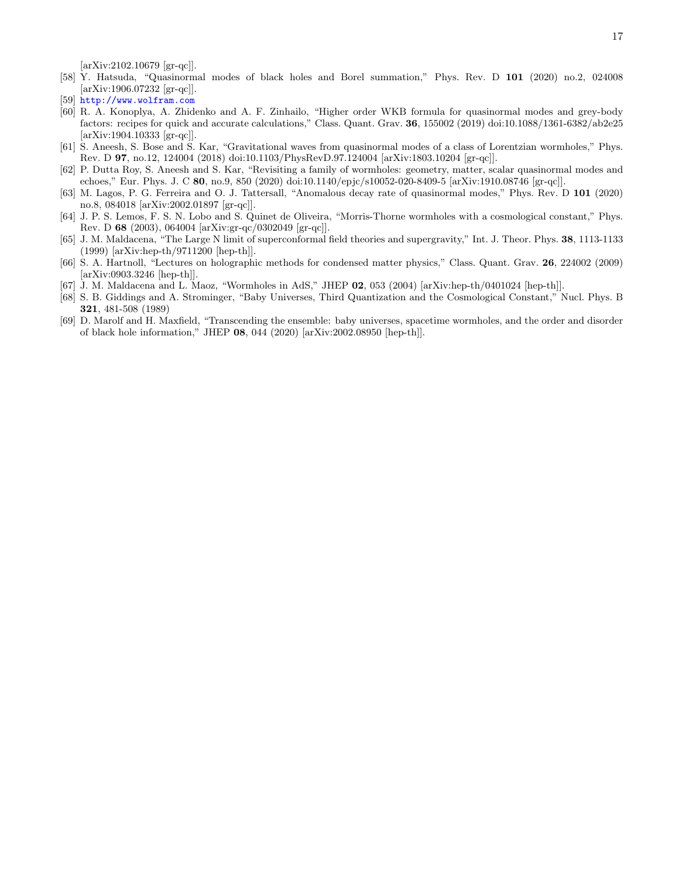[arXiv:2102.10679 [gr-qc]].

[58] Y. Hatsuda, "Quasinormal modes of black holes and Borel summation," Phys. Rev. D **101** (2020) no.2, 024008 [arXiv:1906.07232 [gr-qc]].

[59] http://www.wolfram.com

[60] R. A. Konoplya, A. Zhidenko and A. F. Zinhailo, "Higher order WKB formula for quasinormal modes and grey-body factors: recipes for quick and accurate calculations," Class. Quant. Grav. **36**, 155002 (2019) doi:10.1088/1361-6382/ab2e25 [arXiv:1904.10333 [gr-qc]].

[61] S. Aneesh, S. Bose and S. Kar, "Gravitational waves from quasinormal modes of a class of Lorentzian wormholes," Phys. Rev. D **97**, no.12, 124004 (2018) doi:10.1103/PhysRevD.97.124004 [arXiv:1803.10204 [gr-qc]].

[62] P. Dutta Roy, S. Aneesh and S. Kar, "Revisiting a family of wormholes: geometry, matter, scalar quasinormal modes and echoes," Eur. Phys. J. C **80**, no.9, 850 (2020) doi:10.1140/epjc/s10052-020-8409-5 [arXiv:1910.08746 [gr-qc]].

[63] M. Lagos, P. G. Ferreira and O. J. Tattersall, "Anomalous decay rate of quasinormal modes," Phys. Rev. D **101** (2020) no.8, 084018 [arXiv:2002.01897 [gr-qc]].

[64] J. P. S. Lemos, F. S. N. Lobo and S. Quinet de Oliveira, "Morris-Thorne wormholes with a cosmological constant," Phys. Rev. D **68** (2003), 064004 [arXiv:gr-qc/0302049 [gr-qc]].

[65] J. M. Maldacena, "The Large N limit of superconformal field theories and supergravity," Int. J. Theor. Phys. **38**, 1113-1133 (1999) [arXiv:hep-th/9711200 [hep-th]].

[66] S. A. Hartnoll, "Lectures on holographic methods for condensed matter physics," Class. Quant. Grav. **26**, 224002 (2009) [arXiv:0903.3246 [hep-th]].

[67] J. M. Maldacena and L. Maoz, "Wormholes in AdS," JHEP **02**, 053 (2004) [arXiv:hep-th/0401024 [hep-th]].

[68] S. B. Giddings and A. Strominger, "Baby Universes, Third Quantization and the Cosmological Constant," Nucl. Phys. B **321**, 481-508 (1989)

[69] D. Marolf and H. Maxfield, "Transcending the ensemble: baby universes, spacetime wormholes, and the order and disorder of black hole information," JHEP **08**, 044 (2020) [arXiv:2002.08950 [hep-th]].